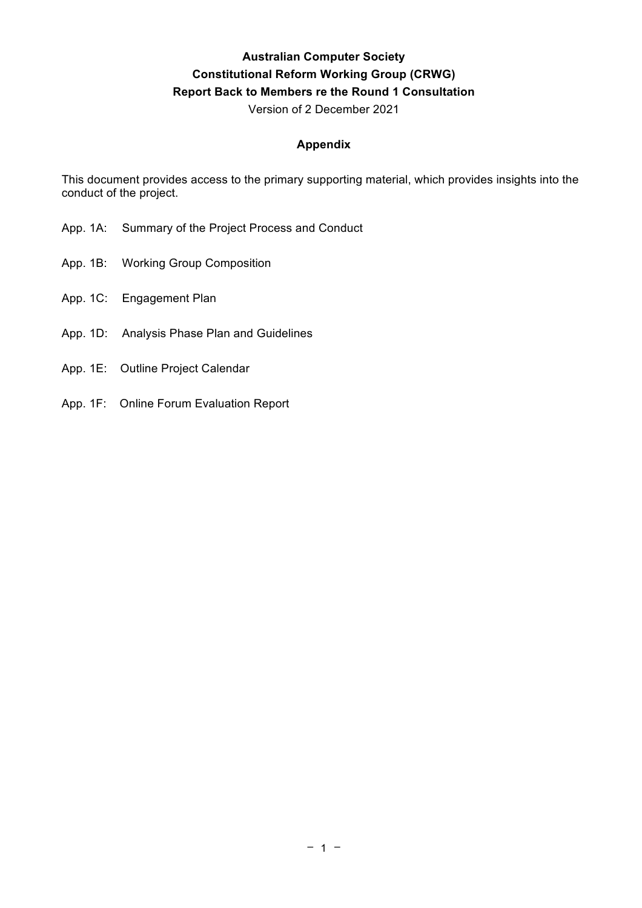**Australian Computer Society**

**Constitutional Reform Working Group (CRWG)**

**Report Back to Members re the Round 1 Consultation**

Version of 2 December 2021

## Appendix

This document provides access to the primary supporting material, which provides insights into the conduct of the project.

- App. 1A: Summary of the Project Process and Conduct
- App. 1B: Working Group Composition
- App. 1C: Engagement Plan
- App. 1D: Analysis Phase Plan and Guidelines
- App. 1E: Outline Project Calendar
- App. 1F: Online Forum Evaluation Report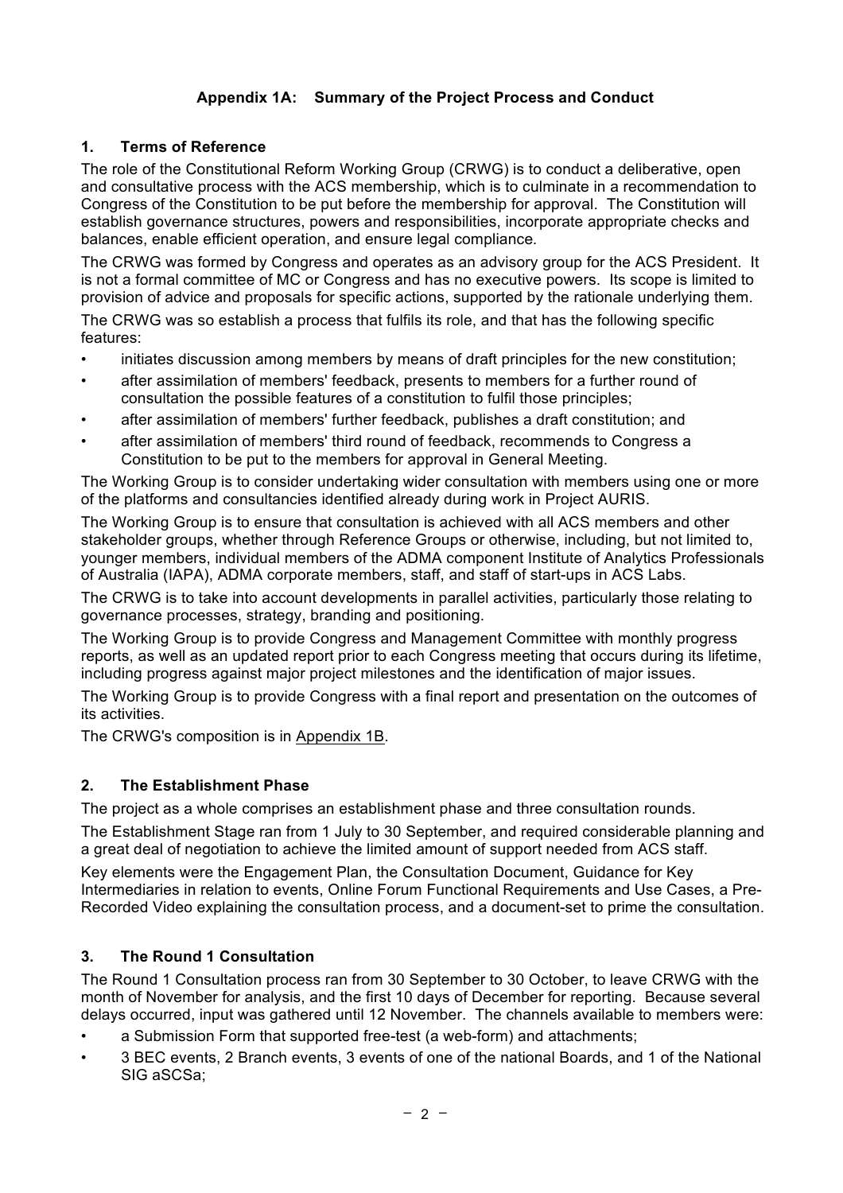## Appendix 1A: Summary of the Project Process and Conduct

### 1. Terms of Reference

The role of the Constitutional Reform Working Group (CRWG) is to conduct a deliberative, open and consultative process with the ACS membership, which is to culminate in a recommendation to Congress of the Constitution to be put before the membership for approval. The Constitution will establish governance structures, powers and responsibilities, incorporate appropriate checks and balances, enable efficient operation, and ensure legal compliance.

The CRWG was formed by Congress and operates as an advisory group for the ACS President. It is not a formal committee of MC or Congress and has no executive powers. Its scope is limited to provision of advice and proposals for specific actions, supported by the rationale underlying them.

The CRWG was so establish a process that fulfils its role, and that has the following specific features:

- initiates discussion among members by means of draft principles for the new constitution;
- after assimilation of members' feedback, presents to members for a further round of consultation the possible features of a constitution to fulfil those principles;
- after assimilation of members' further feedback, publishes a draft constitution; and
- after assimilation of members' third round of feedback, recommends to Congress a Constitution to be put to the members for approval in General Meeting.

The Working Group is to consider undertaking wider consultation with members using one or more of the platforms and consultancies identified already during work in Project AURIS.

The Working Group is to ensure that consultation is achieved with all ACS members and other stakeholder groups, whether through Reference Groups or otherwise, including, but not limited to, younger members, individual members of the ADMA component Institute of Analytics Professionals of Australia (IAPA), ADMA corporate members, staff, and staff of start-ups in ACS Labs.

The CRWG is to take into account developments in parallel activities, particularly those relating to governance processes, strategy, branding and positioning.

The Working Group is to provide Congress and Management Committee with monthly progress reports, as well as an updated report prior to each Congress meeting that occurs during its lifetime, including progress against major project milestones and the identification of major issues.

The Working Group is to provide Congress with a final report and presentation on the outcomes of its activities.

The CRWG's composition is in Appendix 1B.

### 2. The Establishment Phase

The project as a whole comprises an establishment phase and three consultation rounds.

The Establishment Stage ran from 1 July to 30 September, and required considerable planning and a great deal of negotiation to achieve the limited amount of support needed from ACS staff.

Key elements were the Engagement Plan, the Consultation Document, Guidance for Key Intermediaries in relation to events, Online Forum Functional Requirements and Use Cases, a Pre-Recorded Video explaining the consultation process, and a document-set to prime the consultation.

### 3. The Round 1 Consultation

The Round 1 Consultation process ran from 30 September to 30 October, to leave CRWG with the month of November for analysis, and the first 10 days of December for reporting. Because several delays occurred, input was gathered until 12 November. The channels available to members were:

- a Submission Form that supported free-test (a web-form) and attachments;
- 3 BEC events, 2 Branch events, 3 events of one of the national Boards, and 1 of the National SIG aSCSa;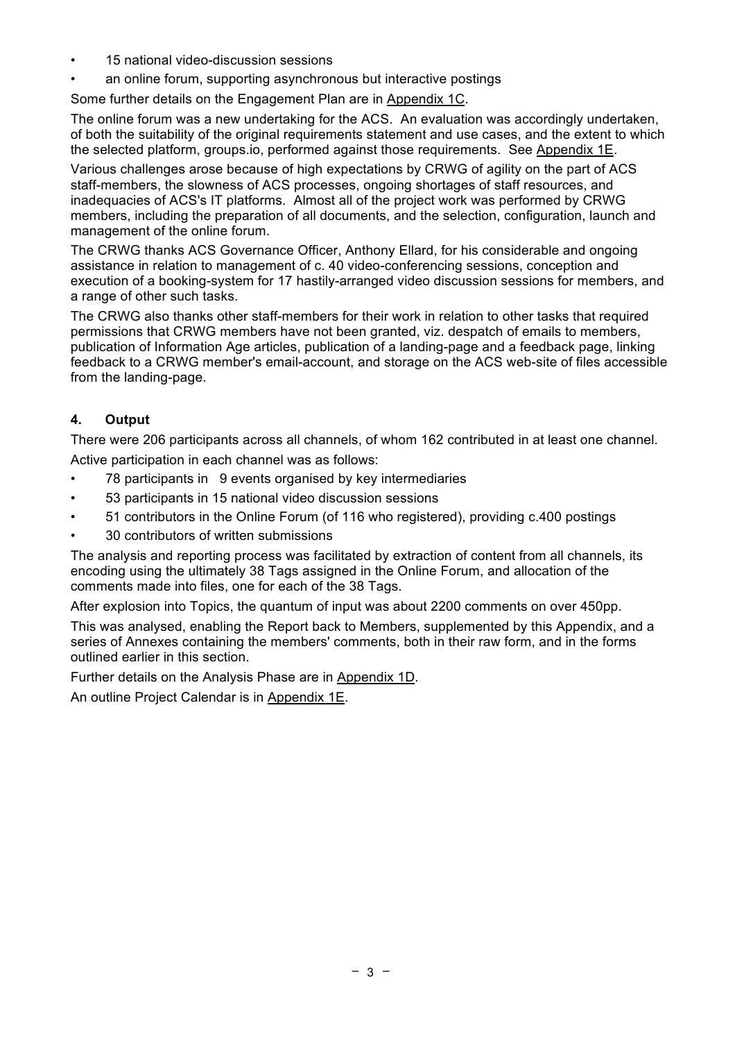- 15 national video-discussion sessions
- an online forum, supporting asynchronous but interactive postings

Some further details on the Engagement Plan are in Appendix 1C.

The online forum was a new undertaking for the ACS. An evaluation was accordingly undertaken, of both the suitability of the original requirements statement and use cases, and the extent to which the selected platform, groups.io, performed against those requirements. See Appendix 1E.

Various challenges arose because of high expectations by CRWG of agility on the part of ACS staff-members, the slowness of ACS processes, ongoing shortages of staff resources, and inadequacies of ACS's IT platforms. Almost all of the project work was performed by CRWG members, including the preparation of all documents, and the selection, configuration, launch and management of the online forum.

The CRWG thanks ACS Governance Officer, Anthony Ellard, for his considerable and ongoing assistance in relation to management of c. 40 video-conferencing sessions, conception and execution of a booking-system for 17 hastily-arranged video discussion sessions for members, and a range of other such tasks.

The CRWG also thanks other staff-members for their work in relation to other tasks that required permissions that CRWG members have not been granted, viz. despatch of emails to members, publication of Information Age articles, publication of a landing-page and a feedback page, linking feedback to a CRWG member's email-account, and storage on the ACS web-site of files accessible from the landing-page.

## 4. Output

There were 206 participants across all channels, of whom 162 contributed in at least one channel.

Active participation in each channel was as follows:

- 78 participants in 9 events organised by key intermediaries
- 53 participants in 15 national video discussion sessions
- 51 contributors in the Online Forum (of 116 who registered), providing c.400 postings
- 30 contributors of written submissions

The analysis and reporting process was facilitated by extraction of content from all channels, its encoding using the ultimately 38 Tags assigned in the Online Forum, and allocation of the comments made into files, one for each of the 38 Tags.

After explosion into Topics, the quantum of input was about 2200 comments on over 450pp.

This was analysed, enabling the Report back to Members, supplemented by this Appendix, and a series of Annexes containing the members' comments, both in their raw form, and in the forms outlined earlier in this section.

Further details on the Analysis Phase are in Appendix 1D.

An outline Project Calendar is in Appendix 1E.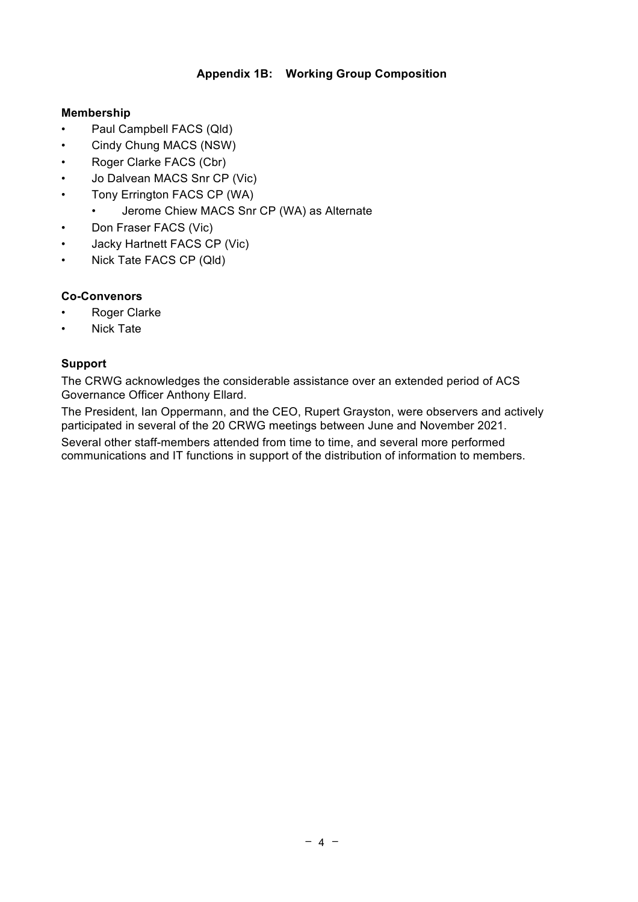## Appendix 1B: Working Group Composition

**Membership**

- Paul Campbell FACS (Qld)
- Cindy Chung MACS (NSW)
- Roger Clarke FACS (Cbr)
- Jo Dalvean MACS Snr CP (Vic)
- Tony Errington FACS CP (WA)
  - Jerome Chiew MACS Snr CP (WA) as Alternate
- Don Fraser FACS (Vic)
- Jacky Hartnett FACS CP (Vic)
- Nick Tate FACS CP (Qld)

**Co-Convenors**

- Roger Clarke
- Nick Tate

**Support**

The CRWG acknowledges the considerable assistance over an extended period of ACS Governance Officer Anthony Ellard.

The President, Ian Oppermann, and the CEO, Rupert Grayston, were observers and actively participated in several of the 20 CRWG meetings between June and November 2021.

Several other staff-members attended from time to time, and several more performed communications and IT functions in support of the distribution of information to members.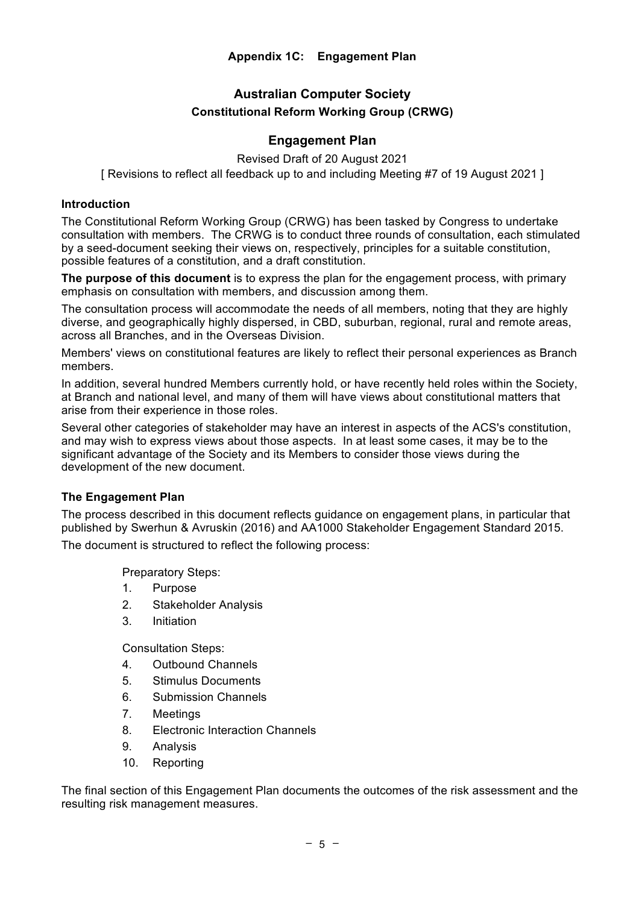**Appendix 1C: Engagement Plan**

# Australian Computer Society

## Constitutional Reform Working Group (CRWG)

## Engagement Plan

Revised Draft of 20 August 2021

[ Revisions to reflect all feedback up to and including Meeting #7 of 19 August 2021 ]

### Introduction

The Constitutional Reform Working Group (CRWG) has been tasked by Congress to undertake consultation with members. The CRWG is to conduct three rounds of consultation, each stimulated by a seed-document seeking their views on, respectively, principles for a suitable constitution, possible features of a constitution, and a draft constitution.

**The purpose of this document** is to express the plan for the engagement process, with primary emphasis on consultation with members, and discussion among them.

The consultation process will accommodate the needs of all members, noting that they are highly diverse, and geographically highly dispersed, in CBD, suburban, regional, rural and remote areas, across all Branches, and in the Overseas Division.

Members' views on constitutional features are likely to reflect their personal experiences as Branch members.

In addition, several hundred Members currently hold, or have recently held roles within the Society, at Branch and national level, and many of them will have views about constitutional matters that arise from their experience in those roles.

Several other categories of stakeholder may have an interest in aspects of the ACS's constitution, and may wish to express views about those aspects. In at least some cases, it may be to the significant advantage of the Society and its Members to consider those views during the development of the new document.

### The Engagement Plan

The process described in this document reflects guidance on engagement plans, in particular that published by Swerhun & Avruskin (2016) and AA1000 Stakeholder Engagement Standard 2015.

The document is structured to reflect the following process:

Preparatory Steps:

1. Purpose
2. Stakeholder Analysis
3. Initiation

Consultation Steps:

4. Outbound Channels
5. Stimulus Documents
6. Submission Channels
7. Meetings
8. Electronic Interaction Channels
9. Analysis
10. Reporting

The final section of this Engagement Plan documents the outcomes of the risk assessment and the resulting risk management measures.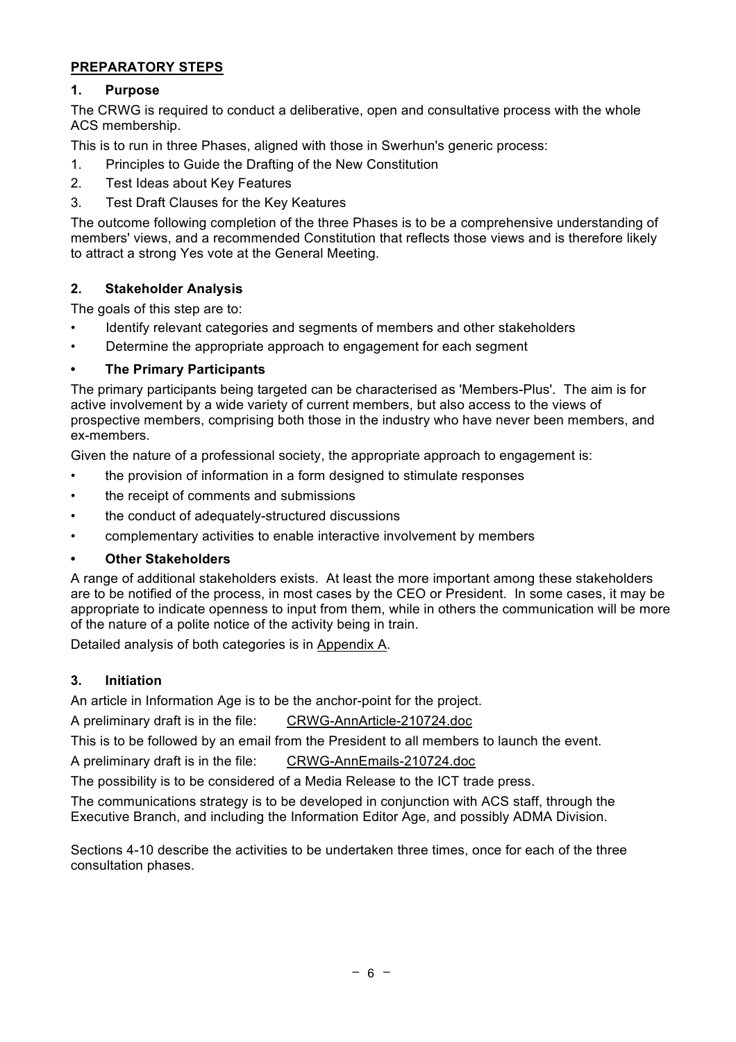## PREPARATORY STEPS

### 1. Purpose

The CRWG is required to conduct a deliberative, open and consultative process with the whole ACS membership.

This is to run in three Phases, aligned with those in Swerhun's generic process:

1. Principles to Guide the Drafting of the New Constitution
2. Test Ideas about Key Features
3. Test Draft Clauses for the Key Keatures

The outcome following completion of the three Phases is to be a comprehensive understanding of members' views, and a recommended Constitution that reflects those views and is therefore likely to attract a strong Yes vote at the General Meeting.

### 2. Stakeholder Analysis

The goals of this step are to:

- Identify relevant categories and segments of members and other stakeholders
- Determine the appropriate approach to engagement for each segment

#### • The Primary Participants

The primary participants being targeted can be characterised as 'Members-Plus'. The aim is for active involvement by a wide variety of current members, but also access to the views of prospective members, comprising both those in the industry who have never been members, and ex-members.

Given the nature of a professional society, the appropriate approach to engagement is:

- the provision of information in a form designed to stimulate responses
- the receipt of comments and submissions
- the conduct of adequately-structured discussions
- complementary activities to enable interactive involvement by members

#### • Other Stakeholders

A range of additional stakeholders exists. At least the more important among these stakeholders are to be notified of the process, in most cases by the CEO or President. In some cases, it may be appropriate to indicate openness to input from them, while in others the communication will be more of the nature of a polite notice of the activity being in train.

Detailed analysis of both categories is in Appendix A.

### 3. Initiation

An article in Information Age is to be the anchor-point for the project.

A preliminary draft is in the file: CRWG-AnnArticle-210724.doc

This is to be followed by an email from the President to all members to launch the event.

A preliminary draft is in the file: CRWG-AnnEmails-210724.doc

The possibility is to be considered of a Media Release to the ICT trade press.

The communications strategy is to be developed in conjunction with ACS staff, through the Executive Branch, and including the Information Editor Age, and possibly ADMA Division.

Sections 4-10 describe the activities to be undertaken three times, once for each of the three consultation phases.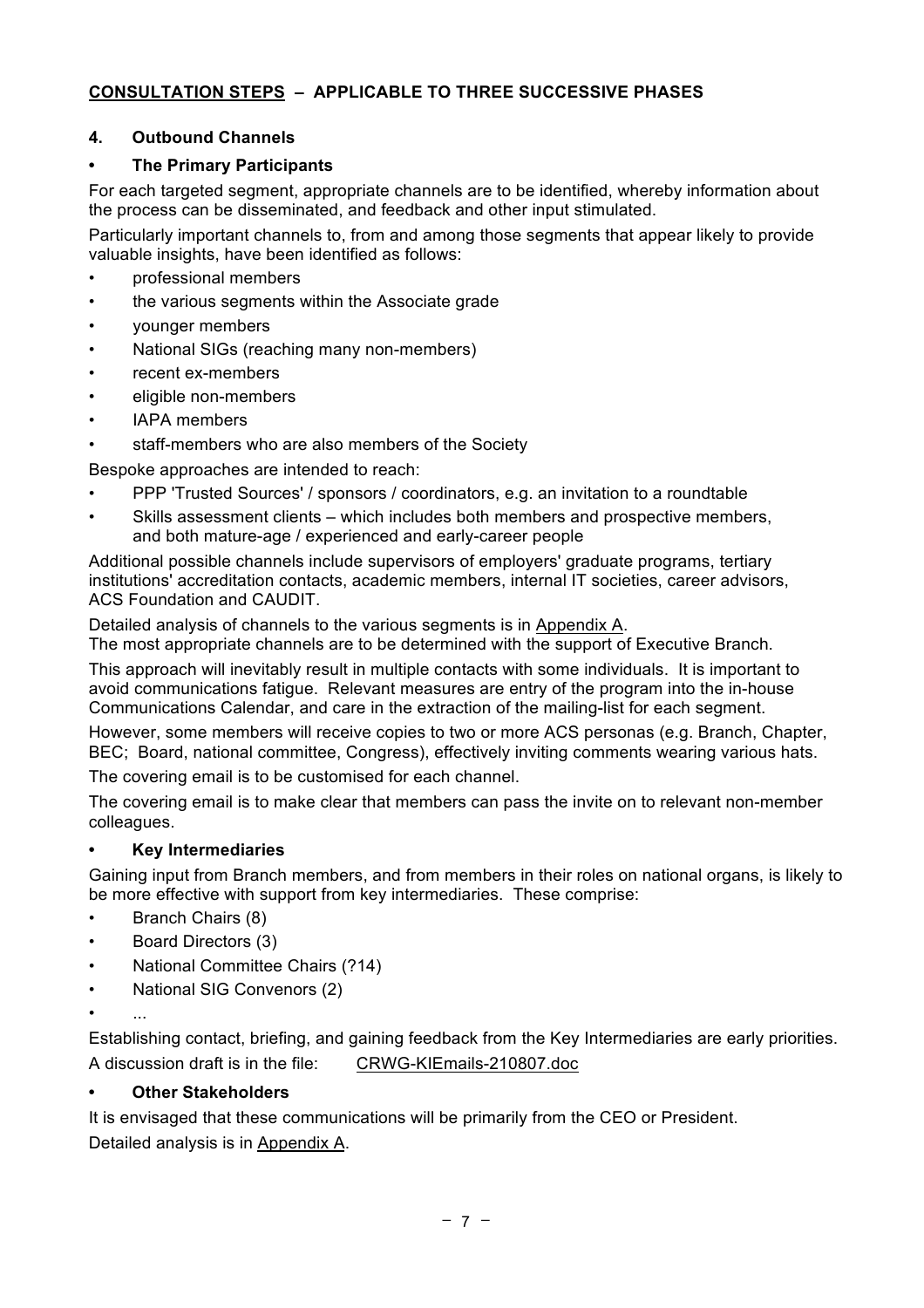## CONSULTATION STEPS – APPLICABLE TO THREE SUCCESSIVE PHASES

### 4. Outbound Channels

#### • The Primary Participants

For each targeted segment, appropriate channels are to be identified, whereby information about the process can be disseminated, and feedback and other input stimulated.

Particularly important channels to, from and among those segments that appear likely to provide valuable insights, have been identified as follows:

- professional members
- the various segments within the Associate grade
- younger members
- National SIGs (reaching many non-members)
- recent ex-members
- eligible non-members
- IAPA members
- staff-members who are also members of the Society

Bespoke approaches are intended to reach:

- PPP 'Trusted Sources' / sponsors / coordinators, e.g. an invitation to a roundtable
- Skills assessment clients – which includes both members and prospective members, and both mature-age / experienced and early-career people

Additional possible channels include supervisors of employers' graduate programs, tertiary institutions' accreditation contacts, academic members, internal IT societies, career advisors, ACS Foundation and CAUDIT.

Detailed analysis of channels to the various segments is in Appendix A.
The most appropriate channels are to be determined with the support of Executive Branch.

This approach will inevitably result in multiple contacts with some individuals. It is important to avoid communications fatigue. Relevant measures are entry of the program into the in-house Communications Calendar, and care in the extraction of the mailing-list for each segment.

However, some members will receive copies to two or more ACS personas (e.g. Branch, Chapter, BEC; Board, national committee, Congress), effectively inviting comments wearing various hats.

The covering email is to be customised for each channel.

The covering email is to make clear that members can pass the invite on to relevant non-member colleagues.

#### • Key Intermediaries

Gaining input from Branch members, and from members in their roles on national organs, is likely to be more effective with support from key intermediaries. These comprise:

- Branch Chairs (8)
- Board Directors (3)
- National Committee Chairs (?14)
- National SIG Convenors (2)
- ...

Establishing contact, briefing, and gaining feedback from the Key Intermediaries are early priorities.
A discussion draft is in the file: CRWG-KIEmails-210807.doc

#### • Other Stakeholders

It is envisaged that these communications will be primarily from the CEO or President.
Detailed analysis is in Appendix A.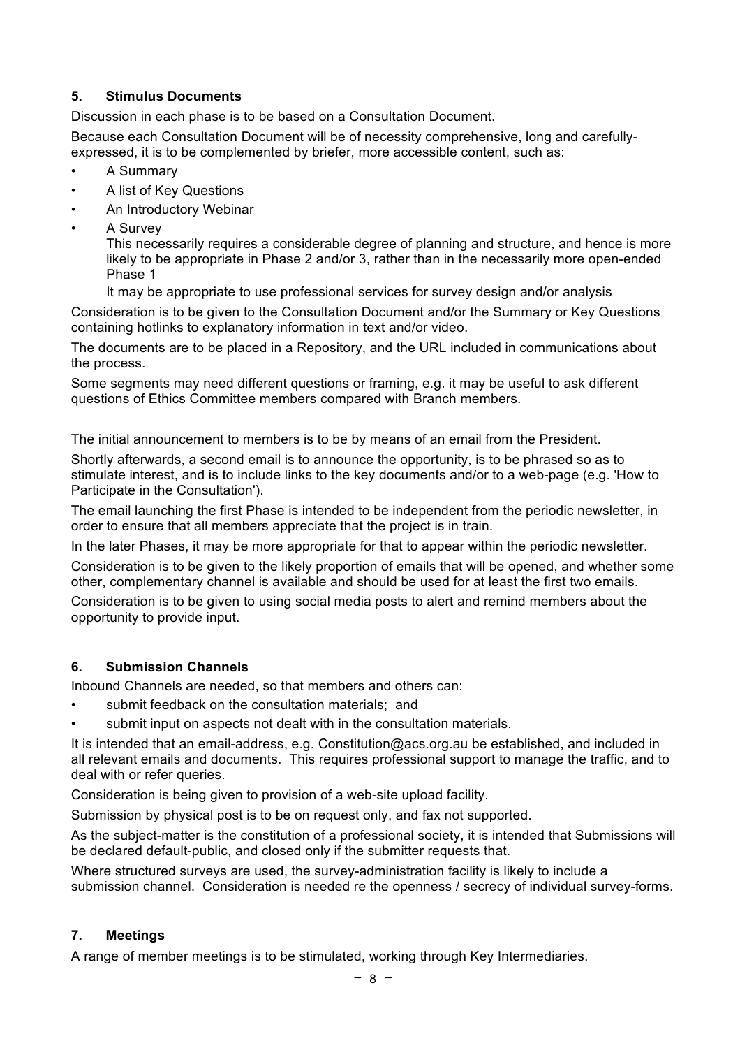## 5. Stimulus Documents

Discussion in each phase is to be based on a Consultation Document.

Because each Consultation Document will be of necessity comprehensive, long and carefully-expressed, it is to be complemented by briefer, more accessible content, such as:

- A Summary
- A list of Key Questions
- An Introductory Webinar
- A Survey

  This necessarily requires a considerable degree of planning and structure, and hence is more likely to be appropriate in Phase 2 and/or 3, rather than in the necessarily more open-ended Phase 1

  It may be appropriate to use professional services for survey design and/or analysis

Consideration is to be given to the Consultation Document and/or the Summary or Key Questions containing hotlinks to explanatory information in text and/or video.

The documents are to be placed in a Repository, and the URL included in communications about the process.

Some segments may need different questions or framing, e.g. it may be useful to ask different questions of Ethics Committee members compared with Branch members.

The initial announcement to members is to be by means of an email from the President.

Shortly afterwards, a second email is to announce the opportunity, is to be phrased so as to stimulate interest, and is to include links to the key documents and/or to a web-page (e.g. 'How to Participate in the Consultation').

The email launching the first Phase is intended to be independent from the periodic newsletter, in order to ensure that all members appreciate that the project is in train.

In the later Phases, it may be more appropriate for that to appear within the periodic newsletter.

Consideration is to be given to the likely proportion of emails that will be opened, and whether some other, complementary channel is available and should be used for at least the first two emails.

Consideration is to be given to using social media posts to alert and remind members about the opportunity to provide input.

## 6. Submission Channels

Inbound Channels are needed, so that members and others can:

- submit feedback on the consultation materials; and
- submit input on aspects not dealt with in the consultation materials.

It is intended that an email-address, e.g. Constitution@acs.org.au be established, and included in all relevant emails and documents. This requires professional support to manage the traffic, and to deal with or refer queries.

Consideration is being given to provision of a web-site upload facility.

Submission by physical post is to be on request only, and fax not supported.

As the subject-matter is the constitution of a professional society, it is intended that Submissions will be declared default-public, and closed only if the submitter requests that.

Where structured surveys are used, the survey-administration facility is likely to include a submission channel. Consideration is needed re the openness / secrecy of individual survey-forms.

## 7. Meetings

A range of member meetings is to be stimulated, working through Key Intermediaries.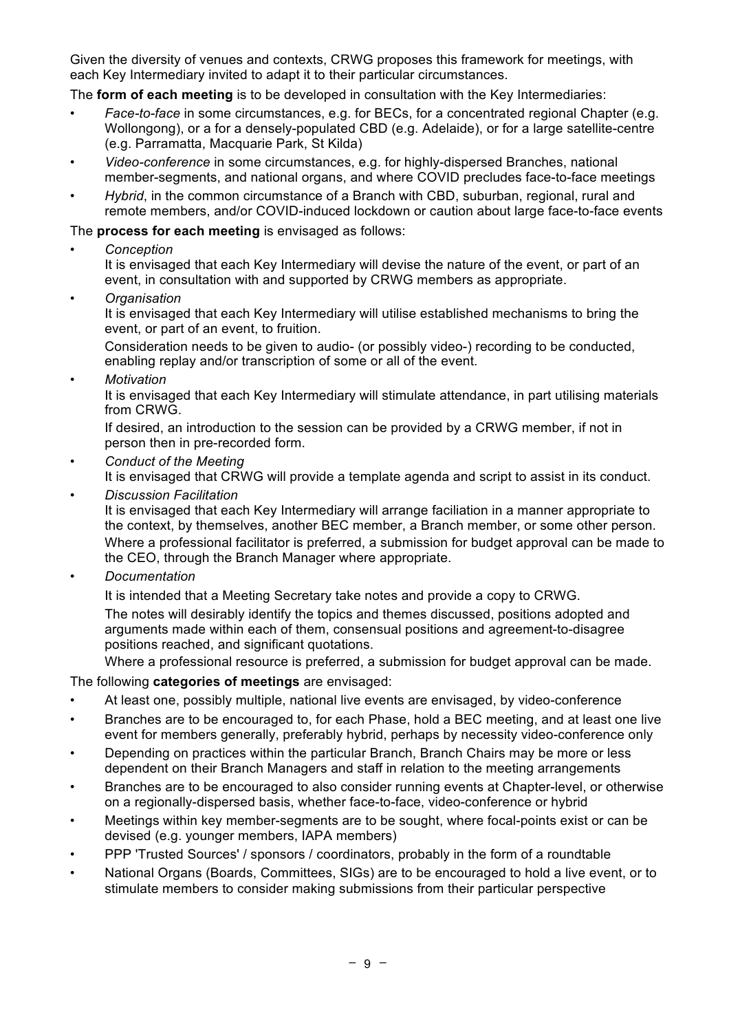Given the diversity of venues and contexts, CRWG proposes this framework for meetings, with each Key Intermediary invited to adapt it to their particular circumstances.

The **form of each meeting** is to be developed in consultation with the Key Intermediaries:

- *Face-to-face* in some circumstances, e.g. for BECs, for a concentrated regional Chapter (e.g. Wollongong), or a for a densely-populated CBD (e.g. Adelaide), or for a large satellite-centre (e.g. Parramatta, Macquarie Park, St Kilda)
- *Video-conference* in some circumstances, e.g. for highly-dispersed Branches, national member-segments, and national organs, and where COVID precludes face-to-face meetings
- *Hybrid*, in the common circumstance of a Branch with CBD, suburban, regional, rural and remote members, and/or COVID-induced lockdown or caution about large face-to-face events

The **process for each meeting** is envisaged as follows:

- *Conception*

  It is envisaged that each Key Intermediary will devise the nature of the event, or part of an event, in consultation with and supported by CRWG members as appropriate.
- *Organisation*

  It is envisaged that each Key Intermediary will utilise established mechanisms to bring the event, or part of an event, to fruition.

  Consideration needs to be given to audio- (or possibly video-) recording to be conducted, enabling replay and/or transcription of some or all of the event.
- *Motivation*

  It is envisaged that each Key Intermediary will stimulate attendance, in part utilising materials from CRWG.

  If desired, an introduction to the session can be provided by a CRWG member, if not in person then in pre-recorded form.
- *Conduct of the Meeting*

  It is envisaged that CRWG will provide a template agenda and script to assist in its conduct.
- *Discussion Facilitation*

  It is envisaged that each Key Intermediary will arrange faciliation in a manner appropriate to the context, by themselves, another BEC member, a Branch member, or some other person. Where a professional facilitator is preferred, a submission for budget approval can be made to the CEO, through the Branch Manager where appropriate.
- *Documentation*

  It is intended that a Meeting Secretary take notes and provide a copy to CRWG.

  The notes will desirably identify the topics and themes discussed, positions adopted and arguments made within each of them, consensual positions and agreement-to-disagree positions reached, and significant quotations.

  Where a professional resource is preferred, a submission for budget approval can be made.

The following **categories of meetings** are envisaged:

- At least one, possibly multiple, national live events are envisaged, by video-conference
- Branches are to be encouraged to, for each Phase, hold a BEC meeting, and at least one live event for members generally, preferably hybrid, perhaps by necessity video-conference only
- Depending on practices within the particular Branch, Branch Chairs may be more or less dependent on their Branch Managers and staff in relation to the meeting arrangements
- Branches are to be encouraged to also consider running events at Chapter-level, or otherwise on a regionally-dispersed basis, whether face-to-face, video-conference or hybrid
- Meetings within key member-segments are to be sought, where focal-points exist or can be devised (e.g. younger members, IAPA members)
- PPP 'Trusted Sources' / sponsors / coordinators, probably in the form of a roundtable
- National Organs (Boards, Committees, SIGs) are to be encouraged to hold a live event, or to stimulate members to consider making submissions from their particular perspective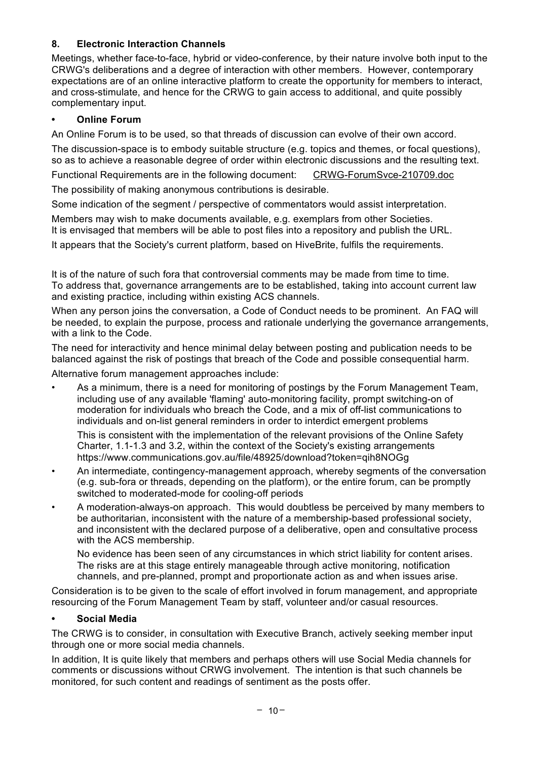## 8. Electronic Interaction Channels

Meetings, whether face-to-face, hybrid or video-conference, by their nature involve both input to the CRWG's deliberations and a degree of interaction with other members. However, contemporary expectations are of an online interactive platform to create the opportunity for members to interact, and cross-stimulate, and hence for the CRWG to gain access to additional, and quite possibly complementary input.

### • Online Forum

An Online Forum is to be used, so that threads of discussion can evolve of their own accord.

The discussion-space is to embody suitable structure (e.g. topics and themes, or focal questions), so as to achieve a reasonable degree of order within electronic discussions and the resulting text.

Functional Requirements are in the following document: CRWG-ForumSvce-210709.doc

The possibility of making anonymous contributions is desirable.

Some indication of the segment / perspective of commentators would assist interpretation.

Members may wish to make documents available, e.g. exemplars from other Societies.
It is envisaged that members will be able to post files into a repository and publish the URL.

It appears that the Society's current platform, based on HiveBrite, fulfils the requirements.

It is of the nature of such fora that controversial comments may be made from time to time.
To address that, governance arrangements are to be established, taking into account current law and existing practice, including within existing ACS channels.

When any person joins the conversation, a Code of Conduct needs to be prominent. An FAQ will be needed, to explain the purpose, process and rationale underlying the governance arrangements, with a link to the Code.

The need for interactivity and hence minimal delay between posting and publication needs to be balanced against the risk of postings that breach of the Code and possible consequential harm.

Alternative forum management approaches include:

- As a minimum, there is a need for monitoring of postings by the Forum Management Team, including use of any available 'flaming' auto-monitoring facility, prompt switching-on of moderation for individuals who breach the Code, and a mix of off-list communications to individuals and on-list general reminders in order to interdict emergent problems

  This is consistent with the implementation of the relevant provisions of the Online Safety Charter, 1.1-1.3 and 3.2, within the context of the Society's existing arrangements https://www.communications.gov.au/file/48925/download?token=qih8NOGg
- An intermediate, contingency-management approach, whereby segments of the conversation (e.g. sub-fora or threads, depending on the platform), or the entire forum, can be promptly switched to moderated-mode for cooling-off periods
- A moderation-always-on approach. This would doubtless be perceived by many members to be authoritarian, inconsistent with the nature of a membership-based professional society, and inconsistent with the declared purpose of a deliberative, open and consultative process with the ACS membership.

  No evidence has been seen of any circumstances in which strict liability for content arises. The risks are at this stage entirely manageable through active monitoring, notification channels, and pre-planned, prompt and proportionate action as and when issues arise.

Consideration is to be given to the scale of effort involved in forum management, and appropriate resourcing of the Forum Management Team by staff, volunteer and/or casual resources.

### • Social Media

The CRWG is to consider, in consultation with Executive Branch, actively seeking member input through one or more social media channels.

In addition, It is quite likely that members and perhaps others will use Social Media channels for comments or discussions without CRWG involvement. The intention is that such channels be monitored, for such content and readings of sentiment as the posts offer.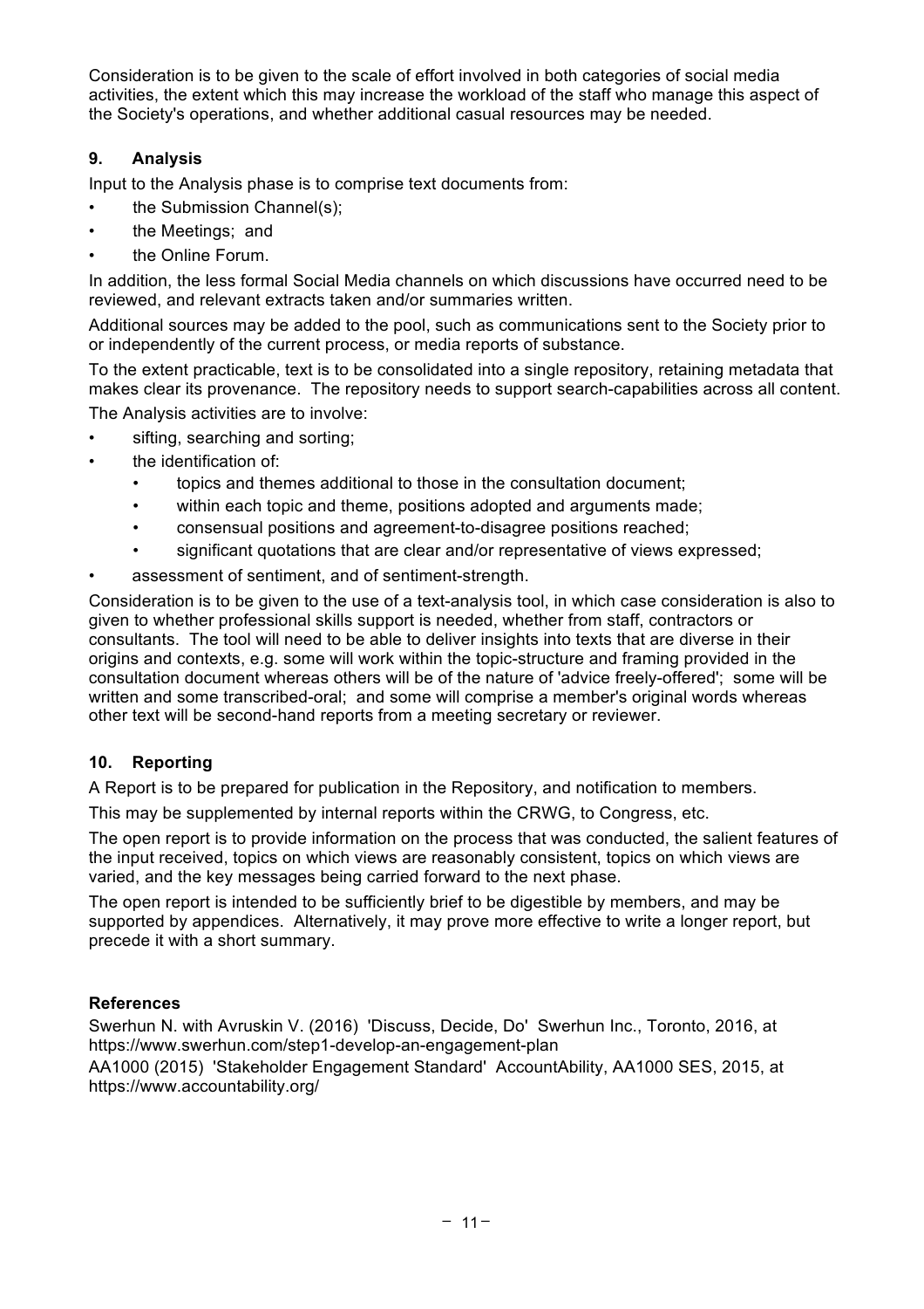Consideration is to be given to the scale of effort involved in both categories of social media activities, the extent which this may increase the workload of the staff who manage this aspect of the Society's operations, and whether additional casual resources may be needed.

## 9. Analysis

Input to the Analysis phase is to comprise text documents from:

- the Submission Channel(s);
- the Meetings; and
- the Online Forum.

In addition, the less formal Social Media channels on which discussions have occurred need to be reviewed, and relevant extracts taken and/or summaries written.

Additional sources may be added to the pool, such as communications sent to the Society prior to or independently of the current process, or media reports of substance.

To the extent practicable, text is to be consolidated into a single repository, retaining metadata that makes clear its provenance. The repository needs to support search-capabilities across all content.

The Analysis activities are to involve:

- sifting, searching and sorting;
- the identification of:
  - topics and themes additional to those in the consultation document;
  - within each topic and theme, positions adopted and arguments made;
  - consensual positions and agreement-to-disagree positions reached;
  - significant quotations that are clear and/or representative of views expressed;
- assessment of sentiment, and of sentiment-strength.

Consideration is to be given to the use of a text-analysis tool, in which case consideration is also to given to whether professional skills support is needed, whether from staff, contractors or consultants. The tool will need to be able to deliver insights into texts that are diverse in their origins and contexts, e.g. some will work within the topic-structure and framing provided in the consultation document whereas others will be of the nature of 'advice freely-offered'; some will be written and some transcribed-oral; and some will comprise a member's original words whereas other text will be second-hand reports from a meeting secretary or reviewer.

## 10. Reporting

A Report is to be prepared for publication in the Repository, and notification to members.

This may be supplemented by internal reports within the CRWG, to Congress, etc.

The open report is to provide information on the process that was conducted, the salient features of the input received, topics on which views are reasonably consistent, topics on which views are varied, and the key messages being carried forward to the next phase.

The open report is intended to be sufficiently brief to be digestible by members, and may be supported by appendices. Alternatively, it may prove more effective to write a longer report, but precede it with a short summary.

## References

Swerhun N. with Avruskin V. (2016) 'Discuss, Decide, Do' Swerhun Inc., Toronto, 2016, at https://www.swerhun.com/step1-develop-an-engagement-plan

AA1000 (2015) 'Stakeholder Engagement Standard' AccountAbility, AA1000 SES, 2015, at https://www.accountability.org/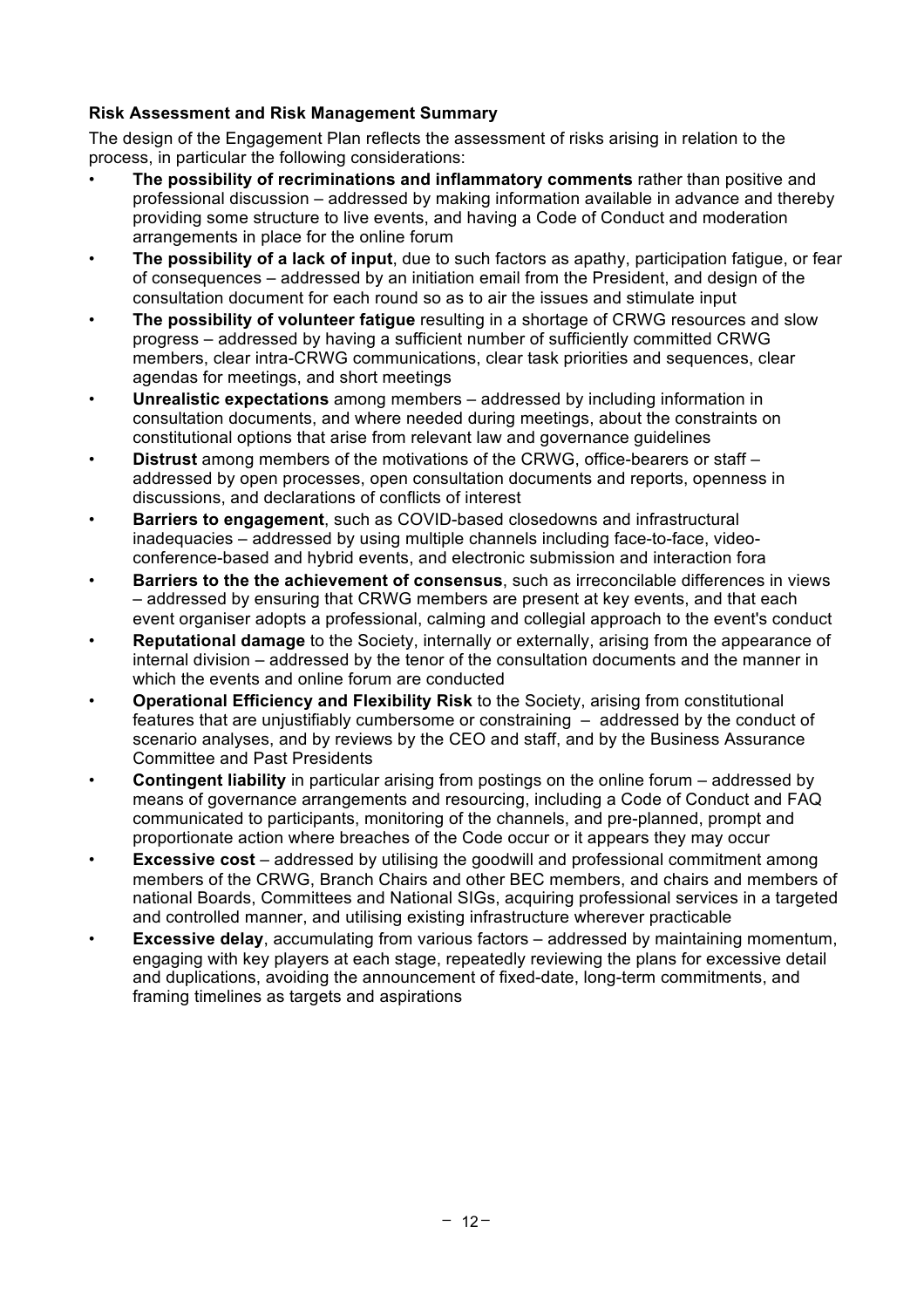**Risk Assessment and Risk Management Summary**

The design of the Engagement Plan reflects the assessment of risks arising in relation to the process, in particular the following considerations:

- **The possibility of recriminations and inflammatory comments** rather than positive and professional discussion – addressed by making information available in advance and thereby providing some structure to live events, and having a Code of Conduct and moderation arrangements in place for the online forum
- **The possibility of a lack of input**, due to such factors as apathy, participation fatigue, or fear of consequences – addressed by an initiation email from the President, and design of the consultation document for each round so as to air the issues and stimulate input
- **The possibility of volunteer fatigue** resulting in a shortage of CRWG resources and slow progress – addressed by having a sufficient number of sufficiently committed CRWG members, clear intra-CRWG communications, clear task priorities and sequences, clear agendas for meetings, and short meetings
- **Unrealistic expectations** among members – addressed by including information in consultation documents, and where needed during meetings, about the constraints on constitutional options that arise from relevant law and governance guidelines
- **Distrust** among members of the motivations of the CRWG, office-bearers or staff – addressed by open processes, open consultation documents and reports, openness in discussions, and declarations of conflicts of interest
- **Barriers to engagement**, such as COVID-based closedowns and infrastructural inadequacies – addressed by using multiple channels including face-to-face, video-conference-based and hybrid events, and electronic submission and interaction fora
- **Barriers to the the achievement of consensus**, such as irreconcilable differences in views – addressed by ensuring that CRWG members are present at key events, and that each event organiser adopts a professional, calming and collegial approach to the event's conduct
- **Reputational damage** to the Society, internally or externally, arising from the appearance of internal division – addressed by the tenor of the consultation documents and the manner in which the events and online forum are conducted
- **Operational Efficiency and Flexibility Risk** to the Society, arising from constitutional features that are unjustifiably cumbersome or constraining – addressed by the conduct of scenario analyses, and by reviews by the CEO and staff, and by the Business Assurance Committee and Past Presidents
- **Contingent liability** in particular arising from postings on the online forum – addressed by means of governance arrangements and resourcing, including a Code of Conduct and FAQ communicated to participants, monitoring of the channels, and pre-planned, prompt and proportionate action where breaches of the Code occur or it appears they may occur
- **Excessive cost** – addressed by utilising the goodwill and professional commitment among members of the CRWG, Branch Chairs and other BEC members, and chairs and members of national Boards, Committees and National SIGs, acquiring professional services in a targeted and controlled manner, and utilising existing infrastructure wherever practicable
- **Excessive delay**, accumulating from various factors – addressed by maintaining momentum, engaging with key players at each stage, repeatedly reviewing the plans for excessive detail and duplications, avoiding the announcement of fixed-date, long-term commitments, and framing timelines as targets and aspirations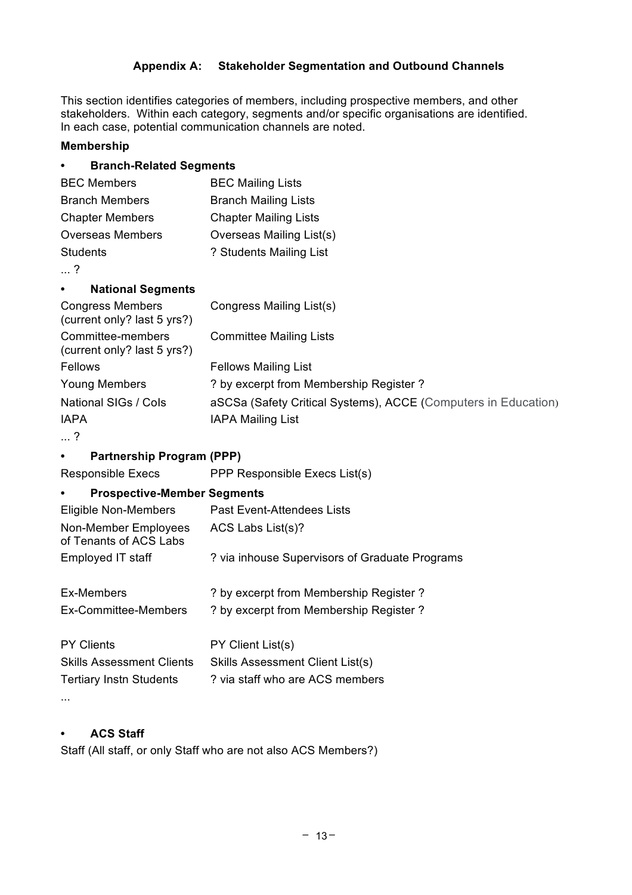## Appendix A: Stakeholder Segmentation and Outbound Channels

This section identifies categories of members, including prospective members, and other stakeholders. Within each category, segments and/or specific organisations are identified. In each case, potential communication channels are noted.

**Membership**

- **Branch-Related Segments**

| | |
|---|---|
| BEC Members | BEC Mailing Lists |
| Branch Members | Branch Mailing Lists |
| Chapter Members | Chapter Mailing Lists |
| Overseas Members | Overseas Mailing List(s) |
| Students | ? Students Mailing List |
| ... ? | |

- **National Segments**

| | |
|---|---|
| Congress Members (current only? last 5 yrs?) | Congress Mailing List(s) |
| Committee-members (current only? last 5 yrs?) | Committee Mailing Lists |
| Fellows | Fellows Mailing List |
| Young Members | ? by excerpt from Membership Register ? |
| National SIGs / CoIs | aSCSa (Safety Critical Systems), ACCE (Computers in Education) |
| IAPA | IAPA Mailing List |
| ... ? | |

- **Partnership Program (PPP)**

| | |
|---|---|
| Responsible Execs | PPP Responsible Execs List(s) |

- **Prospective-Member Segments**

| | |
|---|---|
| Eligible Non-Members | Past Event-Attendees Lists |
| Non-Member Employees of Tenants of ACS Labs | ACS Labs List(s)? |
| Employed IT staff | ? via inhouse Supervisors of Graduate Programs |
| Ex-Members | ? by excerpt from Membership Register ? |
| Ex-Committee-Members | ? by excerpt from Membership Register ? |
| PY Clients | PY Client List(s) |
| Skills Assessment Clients | Skills Assessment Client List(s) |
| Tertiary Instn Students | ? via staff who are ACS members |
| ... | |

- **ACS Staff**

Staff (All staff, or only Staff who are not also ACS Members?)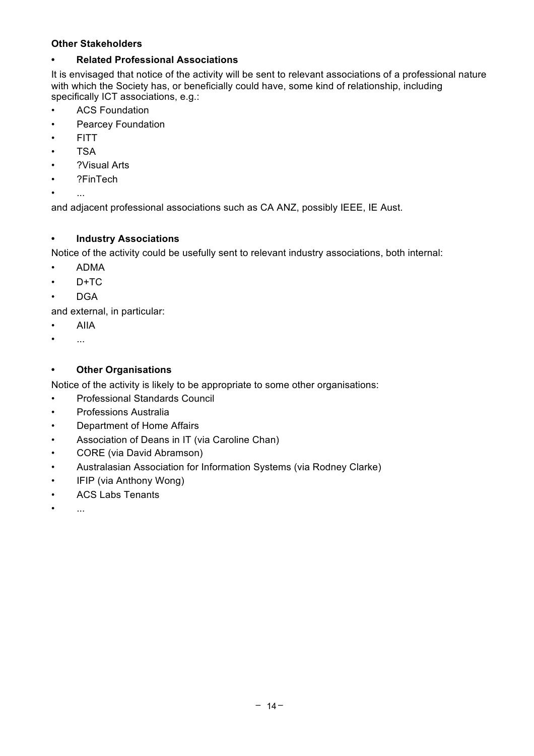**Other Stakeholders**

- **Related Professional Associations**

It is envisaged that notice of the activity will be sent to relevant associations of a professional nature with which the Society has, or beneficially could have, some kind of relationship, including specifically ICT associations, e.g.:

- ACS Foundation
- Pearcey Foundation
- FITT
- TSA
- ?Visual Arts
- ?FinTech
- ...

and adjacent professional associations such as CA ANZ, possibly IEEE, IE Aust.

- **Industry Associations**

Notice of the activity could be usefully sent to relevant industry associations, both internal:

- ADMA
- D+TC
- DGA

and external, in particular:

- AIIA
- ...

- **Other Organisations**

Notice of the activity is likely to be appropriate to some other organisations:

- Professional Standards Council
- Professions Australia
- Department of Home Affairs
- Association of Deans in IT (via Caroline Chan)
- CORE (via David Abramson)
- Australasian Association for Information Systems (via Rodney Clarke)
- IFIP (via Anthony Wong)
- ACS Labs Tenants
- ...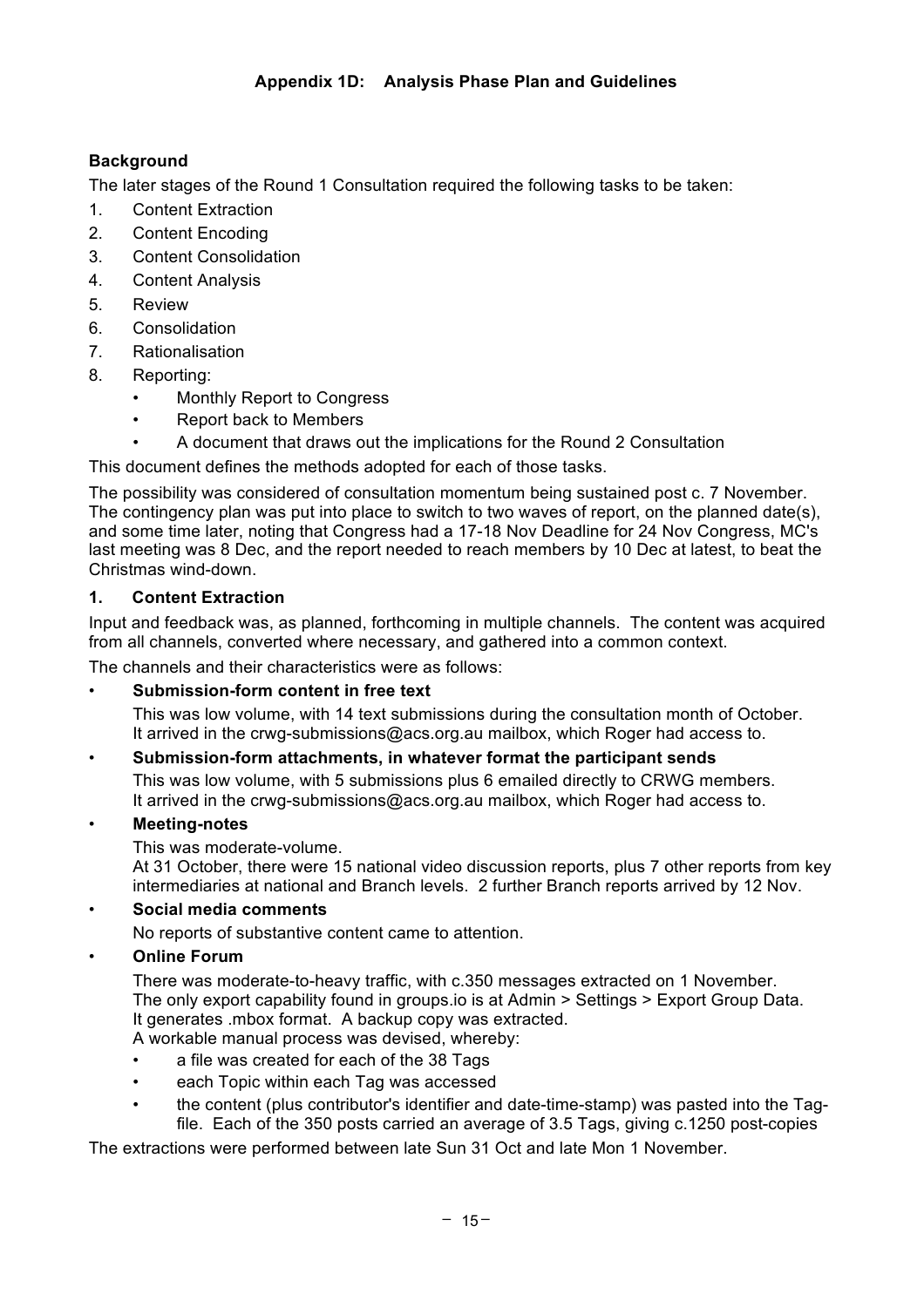## Appendix 1D: Analysis Phase Plan and Guidelines

### Background

The later stages of the Round 1 Consultation required the following tasks to be taken:

1. Content Extraction
2. Content Encoding
3. Content Consolidation
4. Content Analysis
5. Review
6. Consolidation
7. Rationalisation
8. Reporting:
   - Monthly Report to Congress
   - Report back to Members
   - A document that draws out the implications for the Round 2 Consultation

This document defines the methods adopted for each of those tasks.

The possibility was considered of consultation momentum being sustained post c. 7 November. The contingency plan was put into place to switch to two waves of report, on the planned date(s), and some time later, noting that Congress had a 17-18 Nov Deadline for 24 Nov Congress, MC's last meeting was 8 Dec, and the report needed to reach members by 10 Dec at latest, to beat the Christmas wind-down.

### 1. Content Extraction

Input and feedback was, as planned, forthcoming in multiple channels. The content was acquired from all channels, converted where necessary, and gathered into a common context.

The channels and their characteristics were as follows:

- **Submission-form content in free text**

  This was low volume, with 14 text submissions during the consultation month of October. It arrived in the crwg-submissions@acs.org.au mailbox, which Roger had access to.

- **Submission-form attachments, in whatever format the participant sends**

  This was low volume, with 5 submissions plus 6 emailed directly to CRWG members. It arrived in the crwg-submissions@acs.org.au mailbox, which Roger had access to.

- **Meeting-notes**

  This was moderate-volume.
  At 31 October, there were 15 national video discussion reports, plus 7 other reports from key intermediaries at national and Branch levels. 2 further Branch reports arrived by 12 Nov.

- **Social media comments**

  No reports of substantive content came to attention.

- **Online Forum**

  There was moderate-to-heavy traffic, with c.350 messages extracted on 1 November.
  The only export capability found in groups.io is at Admin > Settings > Export Group Data. It generates .mbox format. A backup copy was extracted.
  A workable manual process was devised, whereby:
  - a file was created for each of the 38 Tags
  - each Topic within each Tag was accessed
  - the content (plus contributor's identifier and date-time-stamp) was pasted into the Tag-file. Each of the 350 posts carried an average of 3.5 Tags, giving c.1250 post-copies

The extractions were performed between late Sun 31 Oct and late Mon 1 November.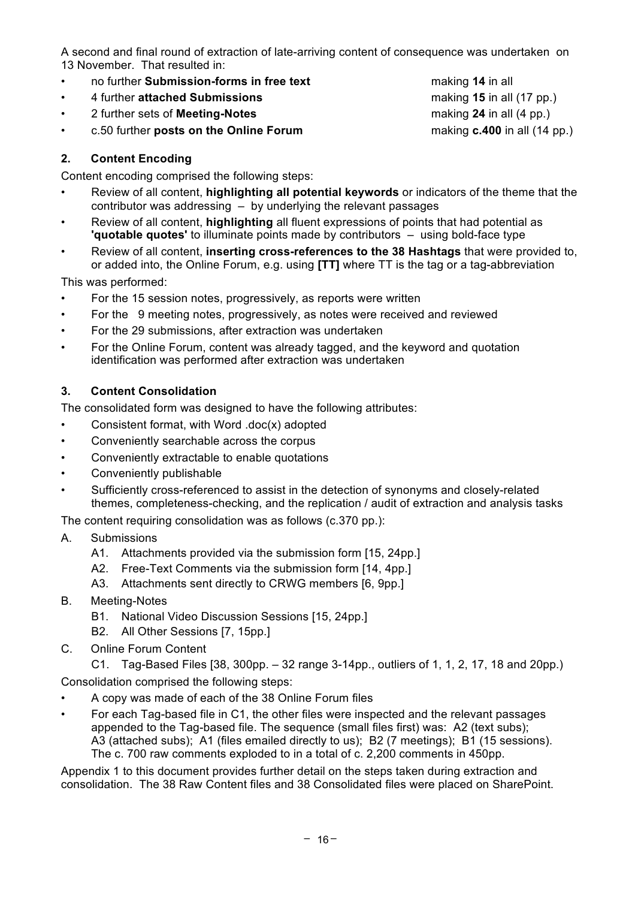A second and final round of extraction of late-arriving content of consequence was undertaken on 13 November. That resulted in:

- no further **Submission-forms in free text** making **14** in all
- 4 further **attached Submissions** making **15** in all (17 pp.)
- 2 further sets of **Meeting-Notes** making **24** in all (4 pp.)
- c.50 further **posts on the Online Forum** making **c.400** in all (14 pp.)

## 2. Content Encoding

Content encoding comprised the following steps:

- Review of all content, **highlighting all potential keywords** or indicators of the theme that the contributor was addressing – by underlying the relevant passages
- Review of all content, **highlighting** all fluent expressions of points that had potential as **'quotable quotes'** to illuminate points made by contributors – using bold-face type
- Review of all content, **inserting cross-references to the 38 Hashtags** that were provided to, or added into, the Online Forum, e.g. using **[TT]** where TT is the tag or a tag-abbreviation

This was performed:

- For the 15 session notes, progressively, as reports were written
- For the 9 meeting notes, progressively, as notes were received and reviewed
- For the 29 submissions, after extraction was undertaken
- For the Online Forum, content was already tagged, and the keyword and quotation identification was performed after extraction was undertaken

## 3. Content Consolidation

The consolidated form was designed to have the following attributes:

- Consistent format, with Word .doc(x) adopted
- Conveniently searchable across the corpus
- Conveniently extractable to enable quotations
- Conveniently publishable
- Sufficiently cross-referenced to assist in the detection of synonyms and closely-related themes, completeness-checking, and the replication / audit of extraction and analysis tasks

The content requiring consolidation was as follows (c.370 pp.):

A. Submissions
   - A1. Attachments provided via the submission form [15, 24pp.]
   - A2. Free-Text Comments via the submission form [14, 4pp.]
   - A3. Attachments sent directly to CRWG members [6, 9pp.]

B. Meeting-Notes
   - B1. National Video Discussion Sessions [15, 24pp.]
   - B2. All Other Sessions [7, 15pp.]

C. Online Forum Content
   - C1. Tag-Based Files [38, 300pp. – 32 range 3-14pp., outliers of 1, 1, 2, 17, 18 and 20pp.)

Consolidation comprised the following steps:

- A copy was made of each of the 38 Online Forum files
- For each Tag-based file in C1, the other files were inspected and the relevant passages appended to the Tag-based file. The sequence (small files first) was: A2 (text subs); A3 (attached subs); A1 (files emailed directly to us); B2 (7 meetings); B1 (15 sessions). The c. 700 raw comments exploded to in a total of c. 2,200 comments in 450pp.

Appendix 1 to this document provides further detail on the steps taken during extraction and consolidation. The 38 Raw Content files and 38 Consolidated files were placed on SharePoint.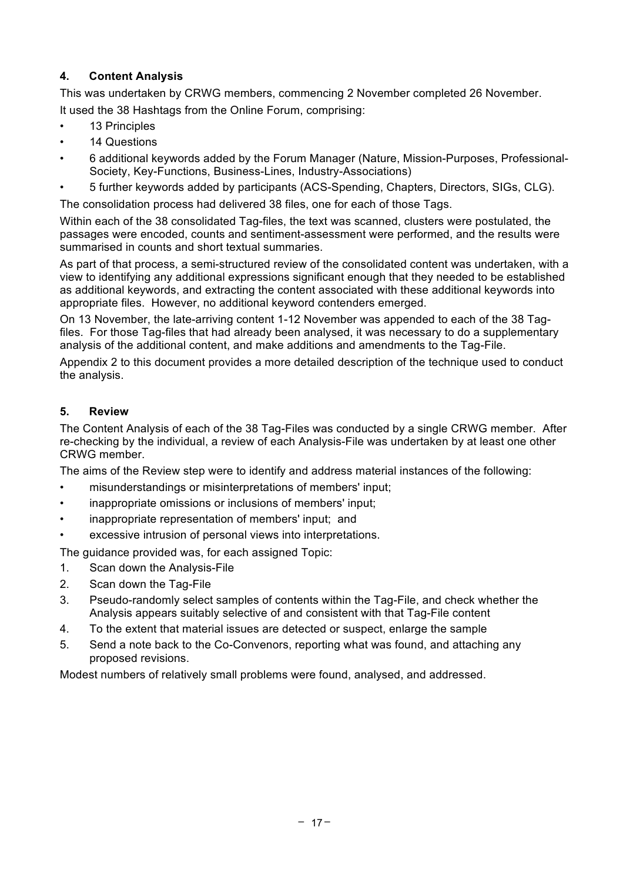## 4. Content Analysis

This was undertaken by CRWG members, commencing 2 November completed 26 November.

It used the 38 Hashtags from the Online Forum, comprising:

- 13 Principles
- 14 Questions
- 6 additional keywords added by the Forum Manager (Nature, Mission-Purposes, Professional-Society, Key-Functions, Business-Lines, Industry-Associations)
- 5 further keywords added by participants (ACS-Spending, Chapters, Directors, SIGs, CLG).

The consolidation process had delivered 38 files, one for each of those Tags.

Within each of the 38 consolidated Tag-files, the text was scanned, clusters were postulated, the passages were encoded, counts and sentiment-assessment were performed, and the results were summarised in counts and short textual summaries.

As part of that process, a semi-structured review of the consolidated content was undertaken, with a view to identifying any additional expressions significant enough that they needed to be established as additional keywords, and extracting the content associated with these additional keywords into appropriate files. However, no additional keyword contenders emerged.

On 13 November, the late-arriving content 1-12 November was appended to each of the 38 Tag-files. For those Tag-files that had already been analysed, it was necessary to do a supplementary analysis of the additional content, and make additions and amendments to the Tag-File.

Appendix 2 to this document provides a more detailed description of the technique used to conduct the analysis.

## 5. Review

The Content Analysis of each of the 38 Tag-Files was conducted by a single CRWG member. After re-checking by the individual, a review of each Analysis-File was undertaken by at least one other CRWG member.

The aims of the Review step were to identify and address material instances of the following:

- misunderstandings or misinterpretations of members' input;
- inappropriate omissions or inclusions of members' input;
- inappropriate representation of members' input; and
- excessive intrusion of personal views into interpretations.

The guidance provided was, for each assigned Topic:

1. Scan down the Analysis-File
2. Scan down the Tag-File
3. Pseudo-randomly select samples of contents within the Tag-File, and check whether the Analysis appears suitably selective of and consistent with that Tag-File content
4. To the extent that material issues are detected or suspect, enlarge the sample
5. Send a note back to the Co-Convenors, reporting what was found, and attaching any proposed revisions.

Modest numbers of relatively small problems were found, analysed, and addressed.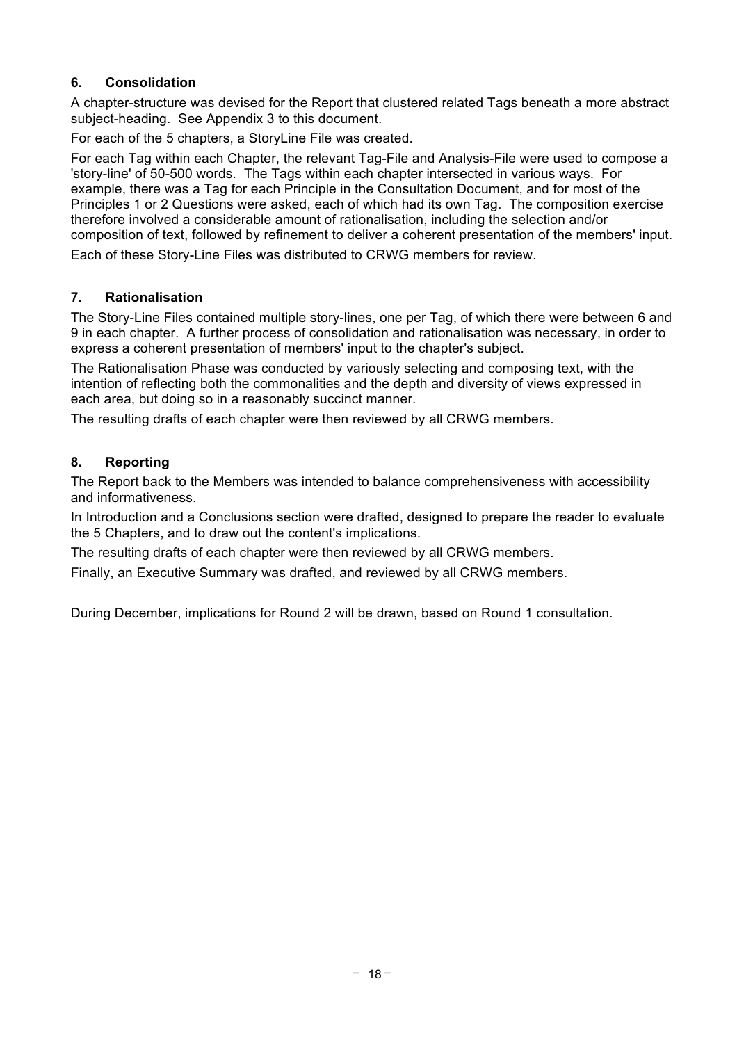## 6. Consolidation

A chapter-structure was devised for the Report that clustered related Tags beneath a more abstract subject-heading. See Appendix 3 to this document.

For each of the 5 chapters, a StoryLine File was created.

For each Tag within each Chapter, the relevant Tag-File and Analysis-File were used to compose a 'story-line' of 50-500 words. The Tags within each chapter intersected in various ways. For example, there was a Tag for each Principle in the Consultation Document, and for most of the Principles 1 or 2 Questions were asked, each of which had its own Tag. The composition exercise therefore involved a considerable amount of rationalisation, including the selection and/or composition of text, followed by refinement to deliver a coherent presentation of the members' input.

Each of these Story-Line Files was distributed to CRWG members for review.

## 7. Rationalisation

The Story-Line Files contained multiple story-lines, one per Tag, of which there were between 6 and 9 in each chapter. A further process of consolidation and rationalisation was necessary, in order to express a coherent presentation of members' input to the chapter's subject.

The Rationalisation Phase was conducted by variously selecting and composing text, with the intention of reflecting both the commonalities and the depth and diversity of views expressed in each area, but doing so in a reasonably succinct manner.

The resulting drafts of each chapter were then reviewed by all CRWG members.

## 8. Reporting

The Report back to the Members was intended to balance comprehensiveness with accessibility and informativeness.

In Introduction and a Conclusions section were drafted, designed to prepare the reader to evaluate the 5 Chapters, and to draw out the content's implications.

The resulting drafts of each chapter were then reviewed by all CRWG members.

Finally, an Executive Summary was drafted, and reviewed by all CRWG members.

During December, implications for Round 2 will be drawn, based on Round 1 consultation.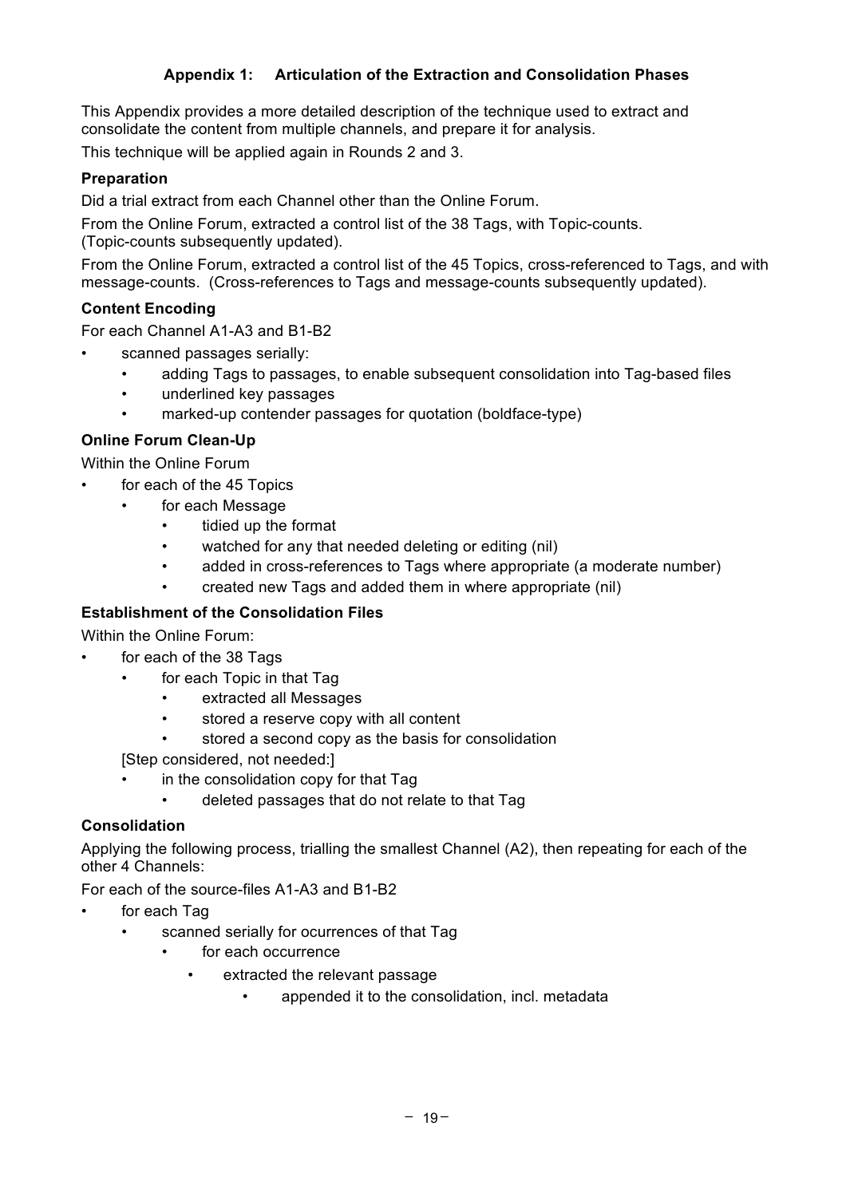## Appendix 1: Articulation of the Extraction and Consolidation Phases

This Appendix provides a more detailed description of the technique used to extract and consolidate the content from multiple channels, and prepare it for analysis.

This technique will be applied again in Rounds 2 and 3.

### Preparation

Did a trial extract from each Channel other than the Online Forum.

From the Online Forum, extracted a control list of the 38 Tags, with Topic-counts. (Topic-counts subsequently updated).

From the Online Forum, extracted a control list of the 45 Topics, cross-referenced to Tags, and with message-counts. (Cross-references to Tags and message-counts subsequently updated).

### Content Encoding

For each Channel A1-A3 and B1-B2

- scanned passages serially:
  - adding Tags to passages, to enable subsequent consolidation into Tag-based files
  - underlined key passages
  - marked-up contender passages for quotation (boldface-type)

### Online Forum Clean-Up

Within the Online Forum

- for each of the 45 Topics
  - for each Message
    - tidied up the format
    - watched for any that needed deleting or editing (nil)
    - added in cross-references to Tags where appropriate (a moderate number)
    - created new Tags and added them in where appropriate (nil)

### Establishment of the Consolidation Files

Within the Online Forum:

- for each of the 38 Tags
  - for each Topic in that Tag
    - extracted all Messages
    - stored a reserve copy with all content
    - stored a second copy as the basis for consolidation

  [Step considered, not needed:]
  - in the consolidation copy for that Tag
    - deleted passages that do not relate to that Tag

### Consolidation

Applying the following process, trialling the smallest Channel (A2), then repeating for each of the other 4 Channels:

For each of the source-files A1-A3 and B1-B2

- for each Tag
  - scanned serially for ocurrences of that Tag
    - for each occurrence
      - extracted the relevant passage
        - appended it to the consolidation, incl. metadata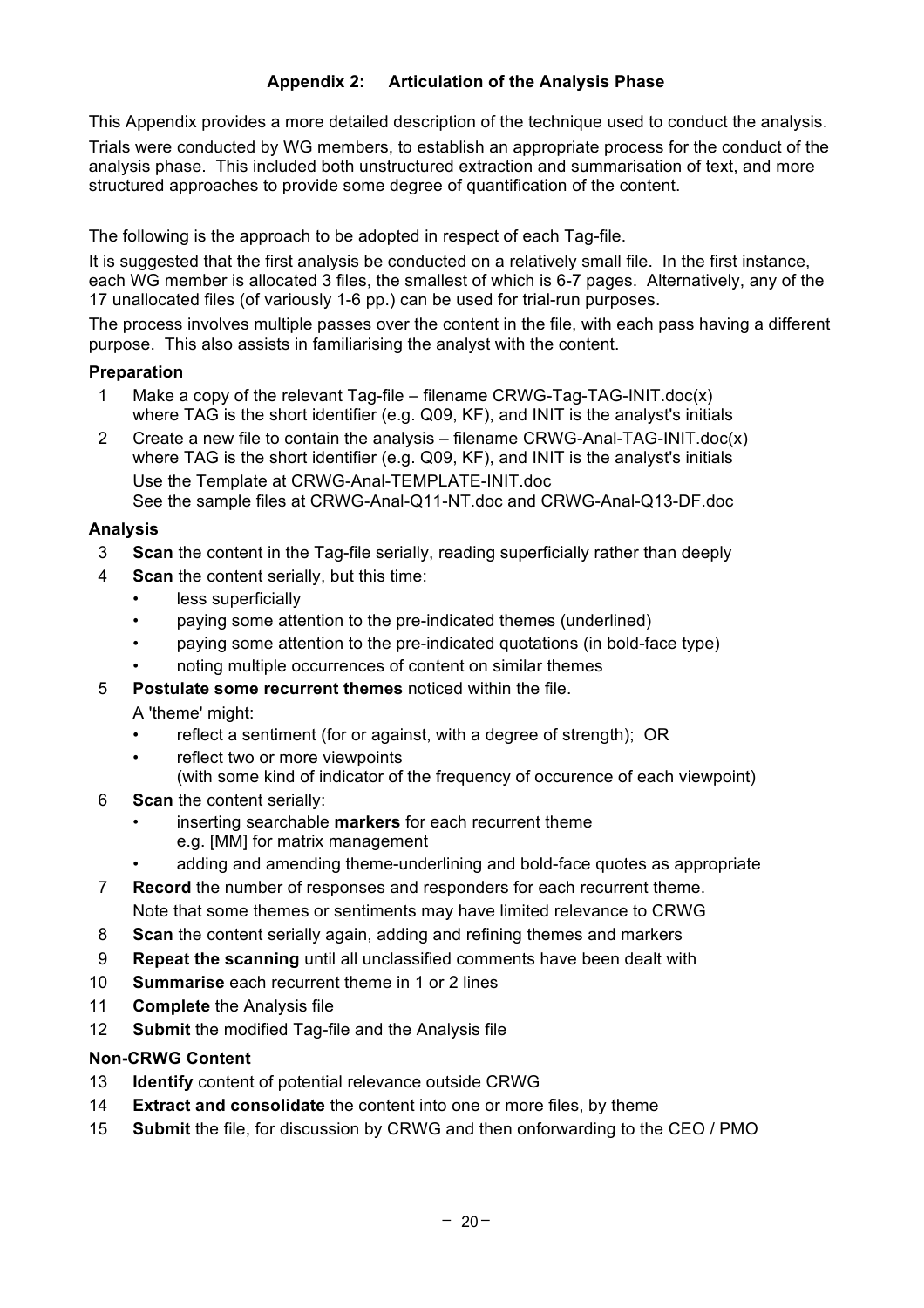## Appendix 2: Articulation of the Analysis Phase

This Appendix provides a more detailed description of the technique used to conduct the analysis.

Trials were conducted by WG members, to establish an appropriate process for the conduct of the analysis phase. This included both unstructured extraction and summarisation of text, and more structured approaches to provide some degree of quantification of the content.

The following is the approach to be adopted in respect of each Tag-file.

It is suggested that the first analysis be conducted on a relatively small file. In the first instance, each WG member is allocated 3 files, the smallest of which is 6-7 pages. Alternatively, any of the 17 unallocated files (of variously 1-6 pp.) can be used for trial-run purposes.

The process involves multiple passes over the content in the file, with each pass having a different purpose. This also assists in familiarising the analyst with the content.

### Preparation

1. Make a copy of the relevant Tag-file – filename CRWG-Tag-TAG-INIT.doc(x)
   where TAG is the short identifier (e.g. Q09, KF), and INIT is the analyst's initials
2. Create a new file to contain the analysis – filename CRWG-Anal-TAG-INIT.doc(x)
   where TAG is the short identifier (e.g. Q09, KF), and INIT is the analyst's initials
   Use the Template at CRWG-Anal-TEMPLATE-INIT.doc
   See the sample files at CRWG-Anal-Q11-NT.doc and CRWG-Anal-Q13-DF.doc

### Analysis

3. **Scan** the content in the Tag-file serially, reading superficially rather than deeply
4. **Scan** the content serially, but this time:
   - less superficially
   - paying some attention to the pre-indicated themes (underlined)
   - paying some attention to the pre-indicated quotations (in bold-face type)
   - noting multiple occurrences of content on similar themes
5. **Postulate some recurrent themes** noticed within the file.
   A 'theme' might:
   - reflect a sentiment (for or against, with a degree of strength); OR
   - reflect two or more viewpoints
     (with some kind of indicator of the frequency of occurence of each viewpoint)
6. **Scan** the content serially:
   - inserting searchable **markers** for each recurrent theme
     e.g. [MM] for matrix management
   - adding and amending theme-underlining and bold-face quotes as appropriate
7. **Record** the number of responses and responders for each recurrent theme.
   Note that some themes or sentiments may have limited relevance to CRWG
8. **Scan** the content serially again, adding and refining themes and markers
9. **Repeat the scanning** until all unclassified comments have been dealt with
10. **Summarise** each recurrent theme in 1 or 2 lines
11. **Complete** the Analysis file
12. **Submit** the modified Tag-file and the Analysis file

### Non-CRWG Content

13. **Identify** content of potential relevance outside CRWG
14. **Extract and consolidate** the content into one or more files, by theme
15. **Submit** the file, for discussion by CRWG and then onforwarding to the CEO / PMO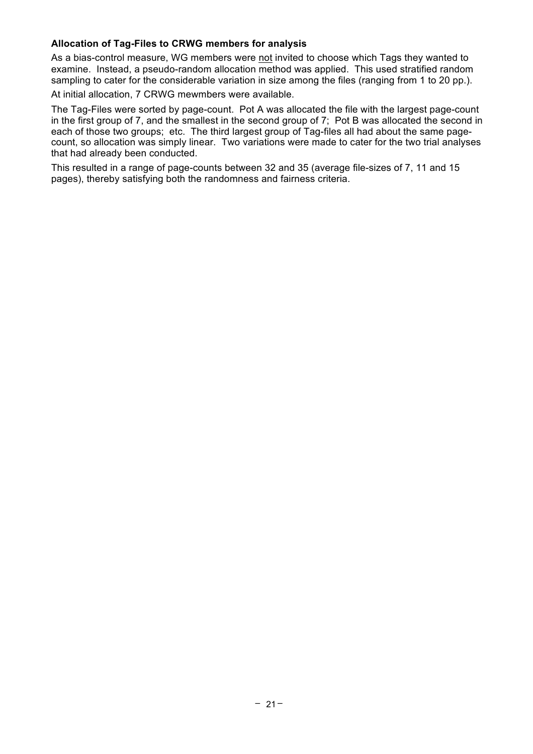**Allocation of Tag-Files to CRWG members for analysis**

As a bias-control measure, WG members were not invited to choose which Tags they wanted to examine. Instead, a pseudo-random allocation method was applied. This used stratified random sampling to cater for the considerable variation in size among the files (ranging from 1 to 20 pp.).

At initial allocation, 7 CRWG mewmbers were available.

The Tag-Files were sorted by page-count. Pot A was allocated the file with the largest page-count in the first group of 7, and the smallest in the second group of 7; Pot B was allocated the second in each of those two groups; etc. The third largest group of Tag-files all had about the same page-count, so allocation was simply linear. Two variations were made to cater for the two trial analyses that had already been conducted.

This resulted in a range of page-counts between 32 and 35 (average file-sizes of 7, 11 and 15 pages), thereby satisfying both the randomness and fairness criteria.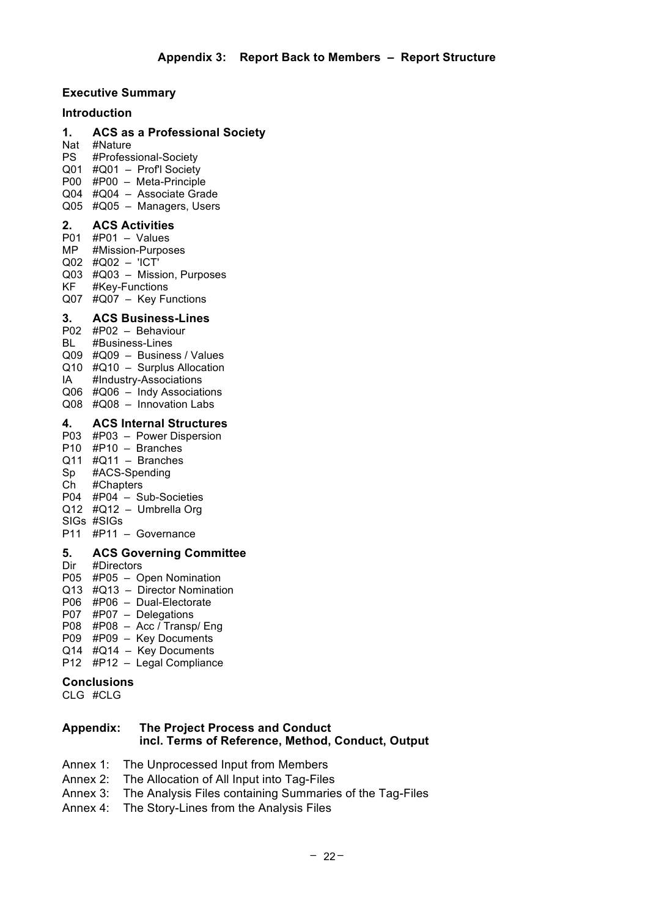## Appendix 3: Report Back to Members – Report Structure

### Executive Summary

### Introduction

### 1. ACS as a Professional Society

Nat #Nature
PS #Professional-Society
Q01 #Q01 – Prof'l Society
P00 #P00 – Meta-Principle
Q04 #Q04 – Associate Grade
Q05 #Q05 – Managers, Users

### 2. ACS Activities

P01 #P01 – Values
MP #Mission-Purposes
Q02 #Q02 – 'ICT'
Q03 #Q03 – Mission, Purposes
KF #Key-Functions
Q07 #Q07 – Key Functions

### 3. ACS Business-Lines

P02 #P02 – Behaviour
BL #Business-Lines
Q09 #Q09 – Business / Values
Q10 #Q10 – Surplus Allocation
IA #Industry-Associations
Q06 #Q06 – Indy Associations
Q08 #Q08 – Innovation Labs

### 4. ACS Internal Structures

P03 #P03 – Power Dispersion
P10 #P10 – Branches
Q11 #Q11 – Branches
Sp #ACS-Spending
Ch #Chapters
P04 #P04 – Sub-Societies
Q12 #Q12 – Umbrella Org
SIGs #SIGs
P11 #P11 – Governance

### 5. ACS Governing Committee

Dir #Directors
P05 #P05 – Open Nomination
Q13 #Q13 – Director Nomination
P06 #P06 – Dual-Electorate
P07 #P07 – Delegations
P08 #P08 – Acc / Transp/ Eng
P09 #P09 – Key Documents
Q14 #Q14 – Key Documents
P12 #P12 – Legal Compliance

### Conclusions

CLG #CLG

### Appendix: The Project Process and Conduct incl. Terms of Reference, Method, Conduct, Output

Annex 1: The Unprocessed Input from Members
Annex 2: The Allocation of All Input into Tag-Files
Annex 3: The Analysis Files containing Summaries of the Tag-Files
Annex 4: The Story-Lines from the Analysis Files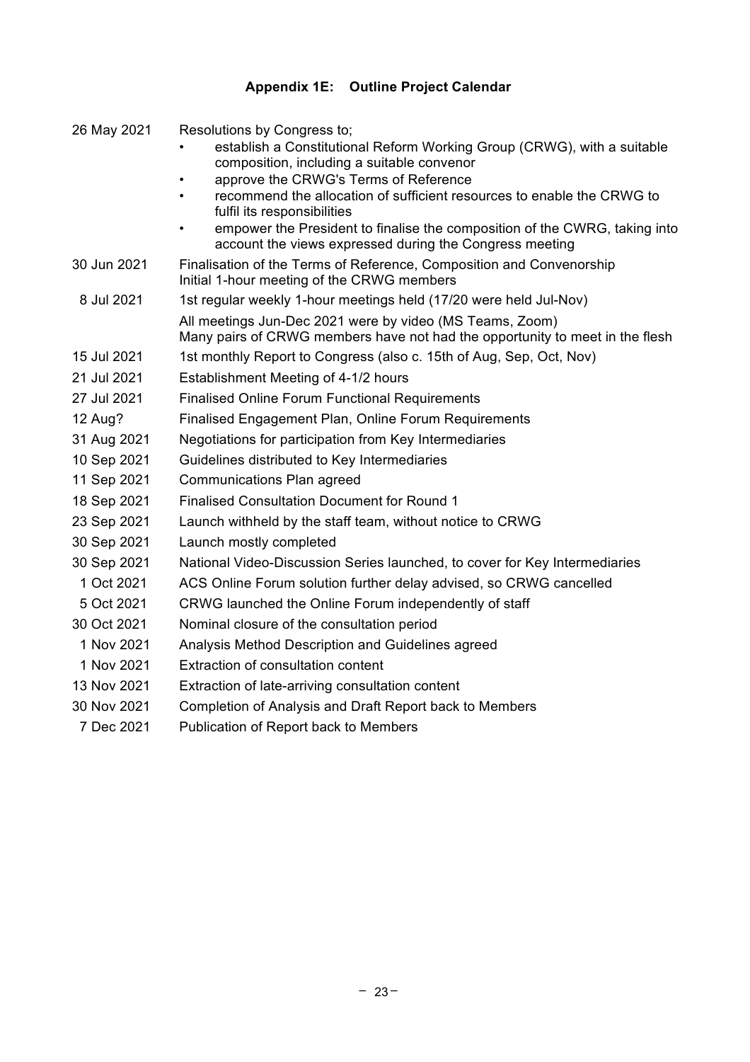## Appendix 1E: Outline Project Calendar

| | |
|---|---|
| 26 May 2021 | Resolutions by Congress to;<br>• establish a Constitutional Reform Working Group (CRWG), with a suitable composition, including a suitable convenor<br>• approve the CRWG's Terms of Reference<br>• recommend the allocation of sufficient resources to enable the CRWG to fulfil its responsibilities<br>• empower the President to finalise the composition of the CWRG, taking into account the views expressed during the Congress meeting |
| 30 Jun 2021 | Finalisation of the Terms of Reference, Composition and Convenorship<br>Initial 1-hour meeting of the CRWG members |
| 8 Jul 2021 | 1st regular weekly 1-hour meetings held (17/20 were held Jul-Nov) |
| | All meetings Jun-Dec 2021 were by video (MS Teams, Zoom)<br>Many pairs of CRWG members have not had the opportunity to meet in the flesh |
| 15 Jul 2021 | 1st monthly Report to Congress (also c. 15th of Aug, Sep, Oct, Nov) |
| 21 Jul 2021 | Establishment Meeting of 4-1/2 hours |
| 27 Jul 2021 | Finalised Online Forum Functional Requirements |
| 12 Aug? | Finalised Engagement Plan, Online Forum Requirements |
| 31 Aug 2021 | Negotiations for participation from Key Intermediaries |
| 10 Sep 2021 | Guidelines distributed to Key Intermediaries |
| 11 Sep 2021 | Communications Plan agreed |
| 18 Sep 2021 | Finalised Consultation Document for Round 1 |
| 23 Sep 2021 | Launch withheld by the staff team, without notice to CRWG |
| 30 Sep 2021 | Launch mostly completed |
| 30 Sep 2021 | National Video-Discussion Series launched, to cover for Key Intermediaries |
| 1 Oct 2021 | ACS Online Forum solution further delay advised, so CRWG cancelled |
| 5 Oct 2021 | CRWG launched the Online Forum independently of staff |
| 30 Oct 2021 | Nominal closure of the consultation period |
| 1 Nov 2021 | Analysis Method Description and Guidelines agreed |
| 1 Nov 2021 | Extraction of consultation content |
| 13 Nov 2021 | Extraction of late-arriving consultation content |
| 30 Nov 2021 | Completion of Analysis and Draft Report back to Members |
| 7 Dec 2021 | Publication of Report back to Members |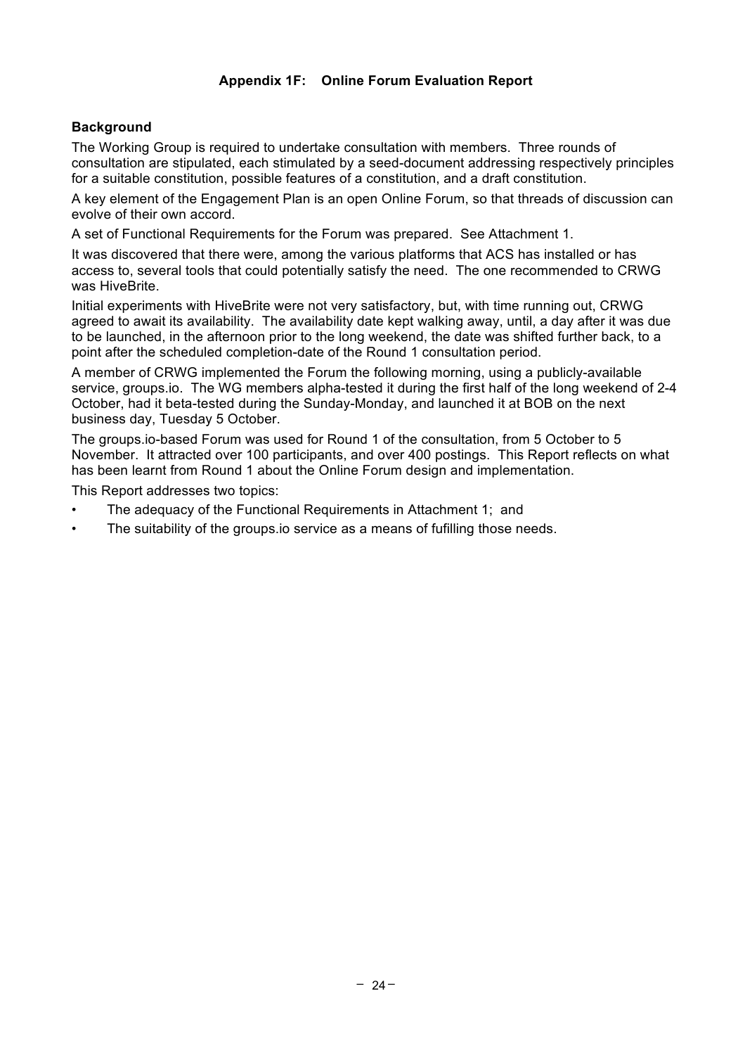## Appendix 1F: Online Forum Evaluation Report

### Background

The Working Group is required to undertake consultation with members. Three rounds of consultation are stipulated, each stimulated by a seed-document addressing respectively principles for a suitable constitution, possible features of a constitution, and a draft constitution.

A key element of the Engagement Plan is an open Online Forum, so that threads of discussion can evolve of their own accord.

A set of Functional Requirements for the Forum was prepared. See Attachment 1.

It was discovered that there were, among the various platforms that ACS has installed or has access to, several tools that could potentially satisfy the need. The one recommended to CRWG was HiveBrite.

Initial experiments with HiveBrite were not very satisfactory, but, with time running out, CRWG agreed to await its availability. The availability date kept walking away, until, a day after it was due to be launched, in the afternoon prior to the long weekend, the date was shifted further back, to a point after the scheduled completion-date of the Round 1 consultation period.

A member of CRWG implemented the Forum the following morning, using a publicly-available service, groups.io. The WG members alpha-tested it during the first half of the long weekend of 2-4 October, had it beta-tested during the Sunday-Monday, and launched it at BOB on the next business day, Tuesday 5 October.

The groups.io-based Forum was used for Round 1 of the consultation, from 5 October to 5 November. It attracted over 100 participants, and over 400 postings. This Report reflects on what has been learnt from Round 1 about the Online Forum design and implementation.

This Report addresses two topics:

- The adequacy of the Functional Requirements in Attachment 1; and
- The suitability of the groups.io service as a means of fufilling those needs.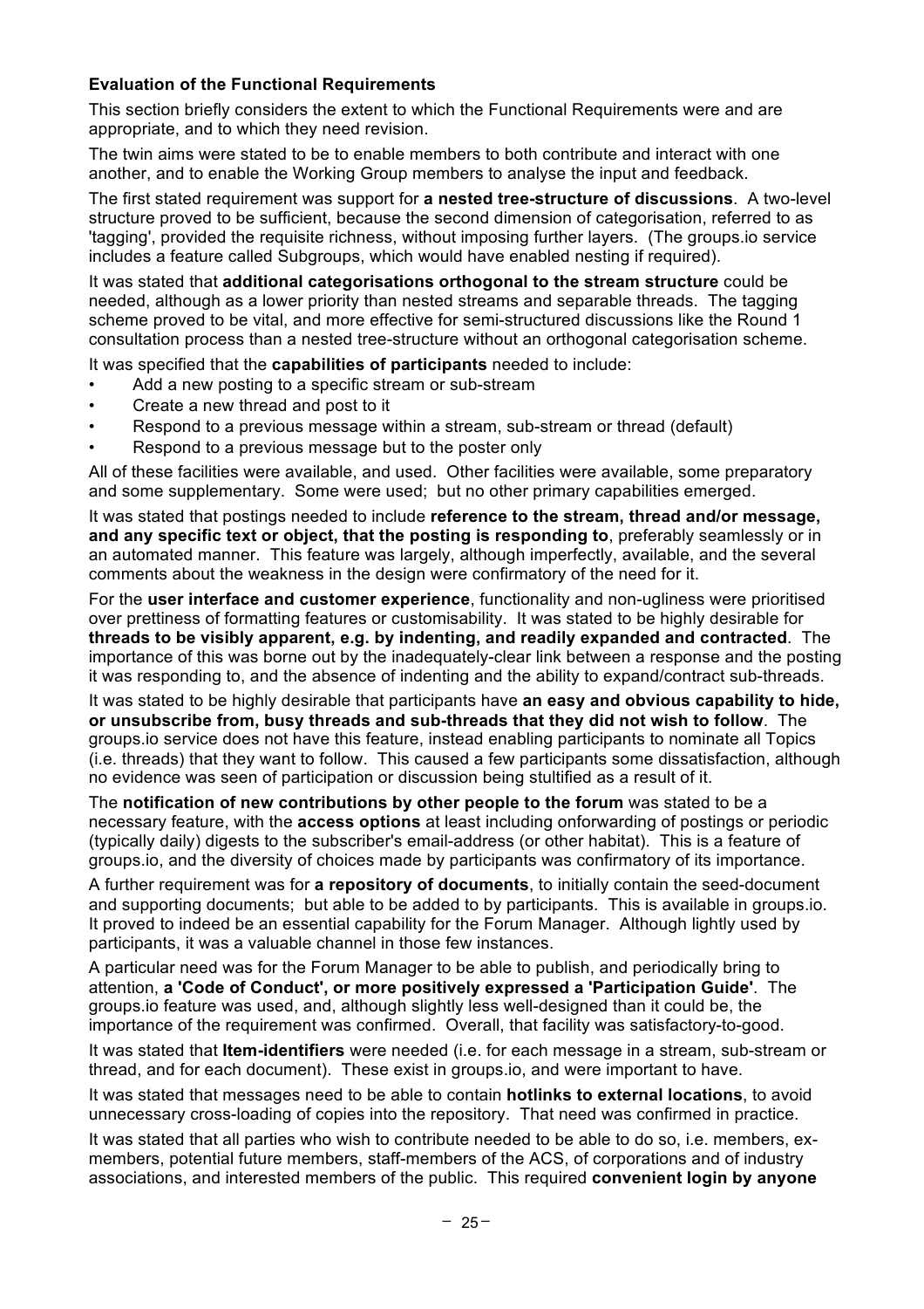**Evaluation of the Functional Requirements**

This section briefly considers the extent to which the Functional Requirements were and are appropriate, and to which they need revision.

The twin aims were stated to be to enable members to both contribute and interact with one another, and to enable the Working Group members to analyse the input and feedback.

The first stated requirement was support for **a nested tree-structure of discussions**. A two-level structure proved to be sufficient, because the second dimension of categorisation, referred to as 'tagging', provided the requisite richness, without imposing further layers. (The groups.io service includes a feature called Subgroups, which would have enabled nesting if required).

It was stated that **additional categorisations orthogonal to the stream structure** could be needed, although as a lower priority than nested streams and separable threads. The tagging scheme proved to be vital, and more effective for semi-structured discussions like the Round 1 consultation process than a nested tree-structure without an orthogonal categorisation scheme.

It was specified that the **capabilities of participants** needed to include:

- Add a new posting to a specific stream or sub-stream
- Create a new thread and post to it
- Respond to a previous message within a stream, sub-stream or thread (default)
- Respond to a previous message but to the poster only

All of these facilities were available, and used. Other facilities were available, some preparatory and some supplementary. Some were used; but no other primary capabilities emerged.

It was stated that postings needed to include **reference to the stream, thread and/or message, and any specific text or object, that the posting is responding to**, preferably seamlessly or in an automated manner. This feature was largely, although imperfectly, available, and the several comments about the weakness in the design were confirmatory of the need for it.

For the **user interface and customer experience**, functionality and non-ugliness were prioritised over prettiness of formatting features or customisability. It was stated to be highly desirable for **threads to be visibly apparent, e.g. by indenting, and readily expanded and contracted**. The importance of this was borne out by the inadequately-clear link between a response and the posting it was responding to, and the absence of indenting and the ability to expand/contract sub-threads.

It was stated to be highly desirable that participants have **an easy and obvious capability to hide, or unsubscribe from, busy threads and sub-threads that they did not wish to follow**. The groups.io service does not have this feature, instead enabling participants to nominate all Topics (i.e. threads) that they want to follow. This caused a few participants some dissatisfaction, although no evidence was seen of participation or discussion being stultified as a result of it.

The **notification of new contributions by other people to the forum** was stated to be a necessary feature, with the **access options** at least including onforwarding of postings or periodic (typically daily) digests to the subscriber's email-address (or other habitat). This is a feature of groups.io, and the diversity of choices made by participants was confirmatory of its importance.

A further requirement was for **a repository of documents**, to initially contain the seed-document and supporting documents; but able to be added to by participants. This is available in groups.io. It proved to indeed be an essential capability for the Forum Manager. Although lightly used by participants, it was a valuable channel in those few instances.

A particular need was for the Forum Manager to be able to publish, and periodically bring to attention, **a 'Code of Conduct', or more positively expressed a 'Participation Guide'**. The groups.io feature was used, and, although slightly less well-designed than it could be, the importance of the requirement was confirmed. Overall, that facility was satisfactory-to-good.

It was stated that **Item-identifiers** were needed (i.e. for each message in a stream, sub-stream or thread, and for each document). These exist in groups.io, and were important to have.

It was stated that messages need to be able to contain **hotlinks to external locations**, to avoid unnecessary cross-loading of copies into the repository. That need was confirmed in practice.

It was stated that all parties who wish to contribute needed to be able to do so, i.e. members, ex-members, potential future members, staff-members of the ACS, of corporations and of industry associations, and interested members of the public. This required **convenient login by anyone**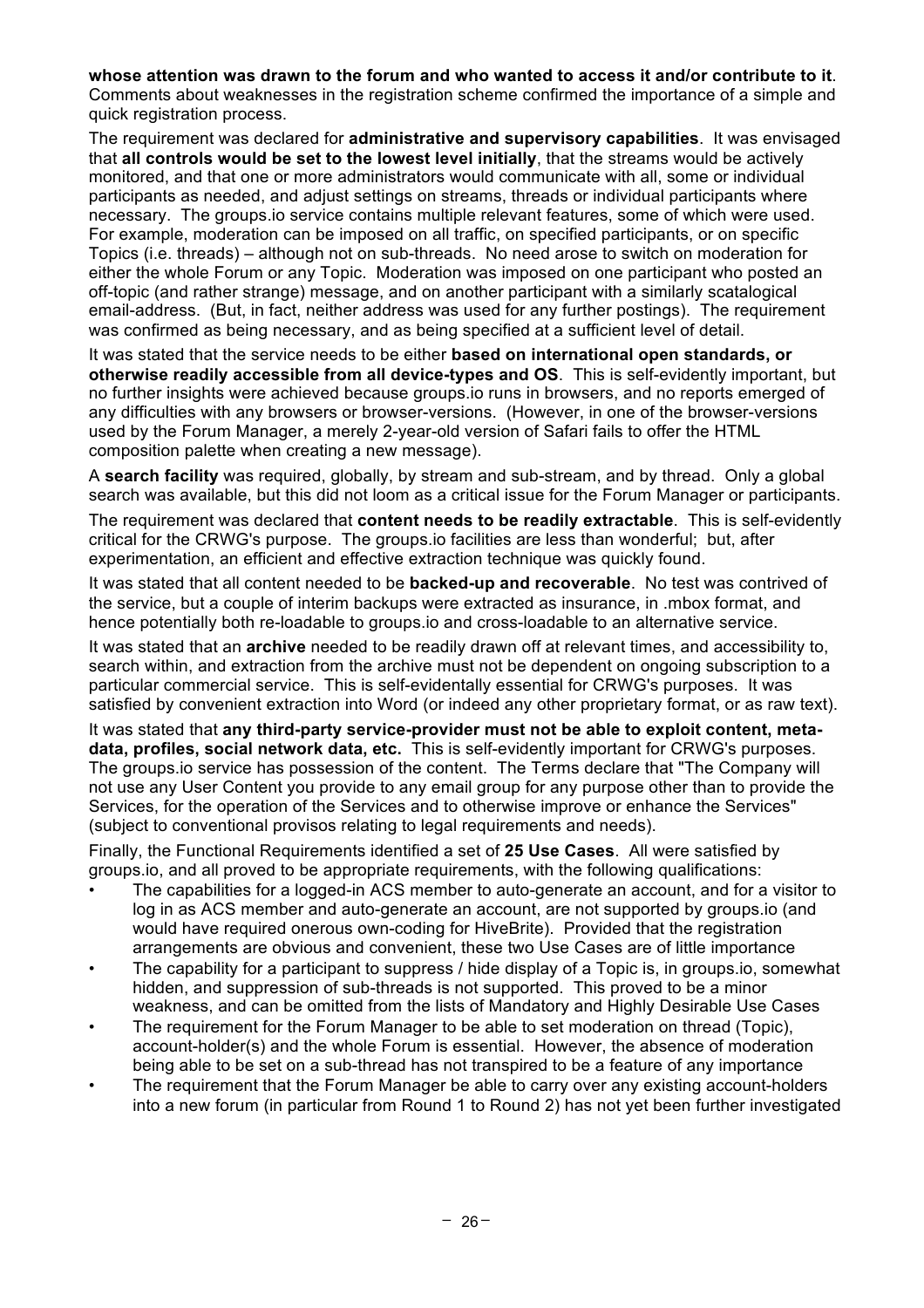**whose attention was drawn to the forum and who wanted to access it and/or contribute to it**. Comments about weaknesses in the registration scheme confirmed the importance of a simple and quick registration process.

The requirement was declared for **administrative and supervisory capabilities**. It was envisaged that **all controls would be set to the lowest level initially**, that the streams would be actively monitored, and that one or more administrators would communicate with all, some or individual participants as needed, and adjust settings on streams, threads or individual participants where necessary. The groups.io service contains multiple relevant features, some of which were used. For example, moderation can be imposed on all traffic, on specified participants, or on specific Topics (i.e. threads) – although not on sub-threads. No need arose to switch on moderation for either the whole Forum or any Topic. Moderation was imposed on one participant who posted an off-topic (and rather strange) message, and on another participant with a similarly scatalogical email-address. (But, in fact, neither address was used for any further postings). The requirement was confirmed as being necessary, and as being specified at a sufficient level of detail.

It was stated that the service needs to be either **based on international open standards, or otherwise readily accessible from all device-types and OS**. This is self-evidently important, but no further insights were achieved because groups.io runs in browsers, and no reports emerged of any difficulties with any browsers or browser-versions. (However, in one of the browser-versions used by the Forum Manager, a merely 2-year-old version of Safari fails to offer the HTML composition palette when creating a new message).

A **search facility** was required, globally, by stream and sub-stream, and by thread. Only a global search was available, but this did not loom as a critical issue for the Forum Manager or participants.

The requirement was declared that **content needs to be readily extractable**. This is self-evidently critical for the CRWG's purpose. The groups.io facilities are less than wonderful; but, after experimentation, an efficient and effective extraction technique was quickly found.

It was stated that all content needed to be **backed-up and recoverable**. No test was contrived of the service, but a couple of interim backups were extracted as insurance, in .mbox format, and hence potentially both re-loadable to groups.io and cross-loadable to an alternative service.

It was stated that an **archive** needed to be readily drawn off at relevant times, and accessibility to, search within, and extraction from the archive must not be dependent on ongoing subscription to a particular commercial service. This is self-evidentally essential for CRWG's purposes. It was satisfied by convenient extraction into Word (or indeed any other proprietary format, or as raw text).

It was stated that **any third-party service-provider must not be able to exploit content, meta-data, profiles, social network data, etc.** This is self-evidently important for CRWG's purposes. The groups.io service has possession of the content. The Terms declare that "The Company will not use any User Content you provide to any email group for any purpose other than to provide the Services, for the operation of the Services and to otherwise improve or enhance the Services" (subject to conventional provisos relating to legal requirements and needs).

Finally, the Functional Requirements identified a set of **25 Use Cases**. All were satisfied by groups.io, and all proved to be appropriate requirements, with the following qualifications:

- The capabilities for a logged-in ACS member to auto-generate an account, and for a visitor to log in as ACS member and auto-generate an account, are not supported by groups.io (and would have required onerous own-coding for HiveBrite). Provided that the registration arrangements are obvious and convenient, these two Use Cases are of little importance
- The capability for a participant to suppress / hide display of a Topic is, in groups.io, somewhat hidden, and suppression of sub-threads is not supported. This proved to be a minor weakness, and can be omitted from the lists of Mandatory and Highly Desirable Use Cases
- The requirement for the Forum Manager to be able to set moderation on thread (Topic), account-holder(s) and the whole Forum is essential. However, the absence of moderation being able to be set on a sub-thread has not transpired to be a feature of any importance
- The requirement that the Forum Manager be able to carry over any existing account-holders into a new forum (in particular from Round 1 to Round 2) has not yet been further investigated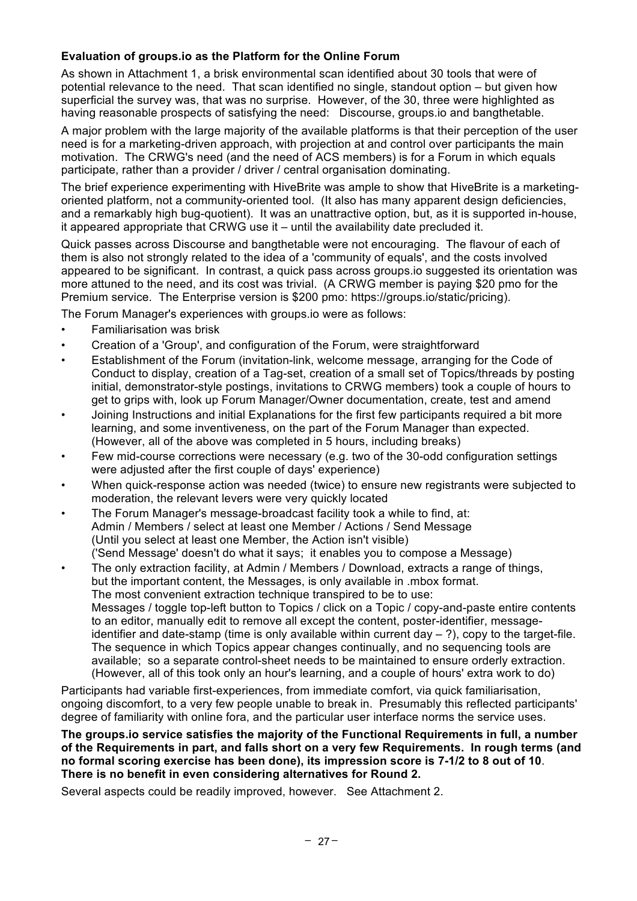**Evaluation of groups.io as the Platform for the Online Forum**

As shown in Attachment 1, a brisk environmental scan identified about 30 tools that were of potential relevance to the need. That scan identified no single, standout option – but given how superficial the survey was, that was no surprise. However, of the 30, three were highlighted as having reasonable prospects of satisfying the need: Discourse, groups.io and bangthetable.

A major problem with the large majority of the available platforms is that their perception of the user need is for a marketing-driven approach, with projection at and control over participants the main motivation. The CRWG's need (and the need of ACS members) is for a Forum in which equals participate, rather than a provider / driver / central organisation dominating.

The brief experience experimenting with HiveBrite was ample to show that HiveBrite is a marketing-oriented platform, not a community-oriented tool. (It also has many apparent design deficiencies, and a remarkably high bug-quotient). It was an unattractive option, but, as it is supported in-house, it appeared appropriate that CRWG use it – until the availability date precluded it.

Quick passes across Discourse and bangthetable were not encouraging. The flavour of each of them is also not strongly related to the idea of a 'community of equals', and the costs involved appeared to be significant. In contrast, a quick pass across groups.io suggested its orientation was more attuned to the need, and its cost was trivial. (A CRWG member is paying $20 pmo for the Premium service. The Enterprise version is $200 pmo: https://groups.io/static/pricing).

The Forum Manager's experiences with groups.io were as follows:

- Familiarisation was brisk
- Creation of a 'Group', and configuration of the Forum, were straightforward
- Establishment of the Forum (invitation-link, welcome message, arranging for the Code of Conduct to display, creation of a Tag-set, creation of a small set of Topics/threads by posting initial, demonstrator-style postings, invitations to CRWG members) took a couple of hours to get to grips with, look up Forum Manager/Owner documentation, create, test and amend
- Joining Instructions and initial Explanations for the first few participants required a bit more learning, and some inventiveness, on the part of the Forum Manager than expected. (However, all of the above was completed in 5 hours, including breaks)
- Few mid-course corrections were necessary (e.g. two of the 30-odd configuration settings were adjusted after the first couple of days' experience)
- When quick-response action was needed (twice) to ensure new registrants were subjected to moderation, the relevant levers were very quickly located
- The Forum Manager's message-broadcast facility took a while to find, at:
  Admin / Members / select at least one Member / Actions / Send Message
  (Until you select at least one Member, the Action isn't visible)
  ('Send Message' doesn't do what it says; it enables you to compose a Message)
- The only extraction facility, at Admin / Members / Download, extracts a range of things, but the important content, the Messages, is only available in .mbox format.
  The most convenient extraction technique transpired to be to use:
  Messages / toggle top-left button to Topics / click on a Topic / copy-and-paste entire contents to an editor, manually edit to remove all except the content, poster-identifier, message-identifier and date-stamp (time is only available within current day – ?), copy to the target-file. The sequence in which Topics appear changes continually, and no sequencing tools are available; so a separate control-sheet needs to be maintained to ensure orderly extraction. (However, all of this took only an hour's learning, and a couple of hours' extra work to do)

Participants had variable first-experiences, from immediate comfort, via quick familiarisation, ongoing discomfort, to a very few people unable to break in. Presumably this reflected participants' degree of familiarity with online fora, and the particular user interface norms the service uses.

**The groups.io service satisfies the majority of the Functional Requirements in full, a number of the Requirements in part, and falls short on a very few Requirements. In rough terms (and no formal scoring exercise has been done), its impression score is 7-1/2 to 8 out of 10. There is no benefit in even considering alternatives for Round 2.**

Several aspects could be readily improved, however. See Attachment 2.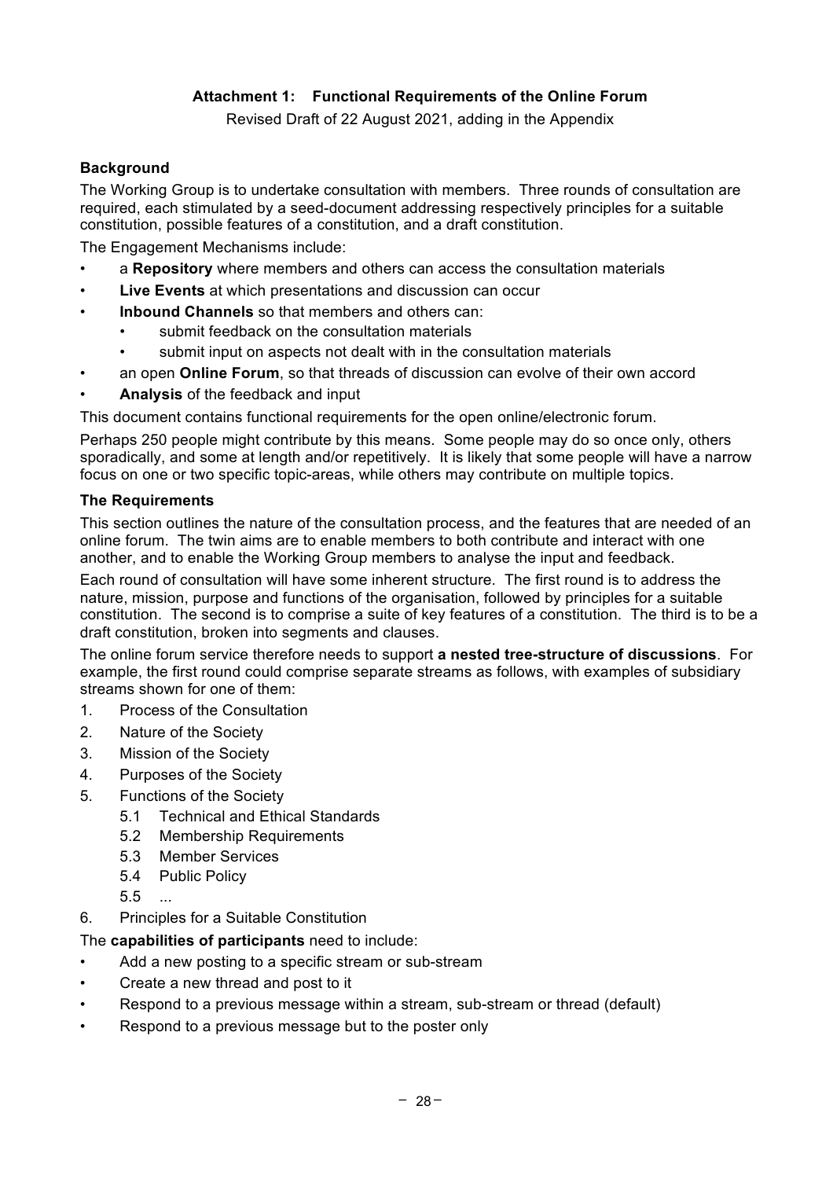## Attachment 1: Functional Requirements of the Online Forum

Revised Draft of 22 August 2021, adding in the Appendix

### Background

The Working Group is to undertake consultation with members. Three rounds of consultation are required, each stimulated by a seed-document addressing respectively principles for a suitable constitution, possible features of a constitution, and a draft constitution.

The Engagement Mechanisms include:

- a **Repository** where members and others can access the consultation materials
- **Live Events** at which presentations and discussion can occur
- **Inbound Channels** so that members and others can:
  - submit feedback on the consultation materials
  - submit input on aspects not dealt with in the consultation materials
- an open **Online Forum**, so that threads of discussion can evolve of their own accord
- **Analysis** of the feedback and input

This document contains functional requirements for the open online/electronic forum.

Perhaps 250 people might contribute by this means. Some people may do so once only, others sporadically, and some at length and/or repetitively. It is likely that some people will have a narrow focus on one or two specific topic-areas, while others may contribute on multiple topics.

### The Requirements

This section outlines the nature of the consultation process, and the features that are needed of an online forum. The twin aims are to enable members to both contribute and interact with one another, and to enable the Working Group members to analyse the input and feedback.

Each round of consultation will have some inherent structure. The first round is to address the nature, mission, purpose and functions of the organisation, followed by principles for a suitable constitution. The second is to comprise a suite of key features of a constitution. The third is to be a draft constitution, broken into segments and clauses.

The online forum service therefore needs to support **a nested tree-structure of discussions**. For example, the first round could comprise separate streams as follows, with examples of subsidiary streams shown for one of them:

1. Process of the Consultation
2. Nature of the Society
3. Mission of the Society
4. Purposes of the Society
5. Functions of the Society
   - 5.1 Technical and Ethical Standards
   - 5.2 Membership Requirements
   - 5.3 Member Services
   - 5.4 Public Policy
   - 5.5 ...
6. Principles for a Suitable Constitution

The **capabilities of participants** need to include:

- Add a new posting to a specific stream or sub-stream
- Create a new thread and post to it
- Respond to a previous message within a stream, sub-stream or thread (default)
- Respond to a previous message but to the poster only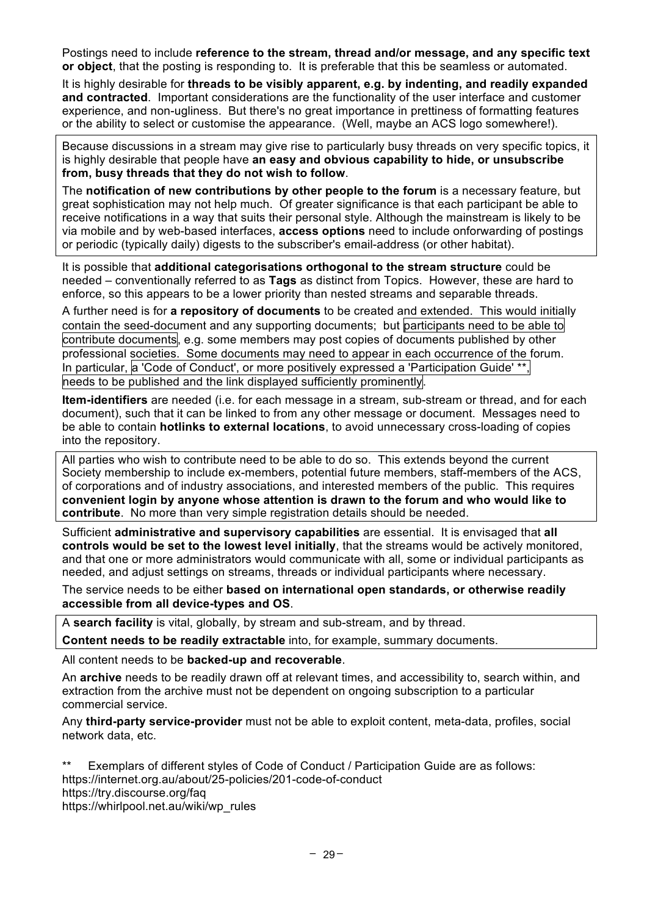Postings need to include **reference to the stream, thread and/or message, and any specific text or object**, that the posting is responding to. It is preferable that this be seamless or automated.

It is highly desirable for **threads to be visibly apparent, e.g. by indenting, and readily expanded and contracted**. Important considerations are the functionality of the user interface and customer experience, and non-ugliness. But there's no great importance in prettiness of formatting features or the ability to select or customise the appearance. (Well, maybe an ACS logo somewhere!).

Because discussions in a stream may give rise to particularly busy threads on very specific topics, it is highly desirable that people have **an easy and obvious capability to hide, or unsubscribe from, busy threads that they do not wish to follow**.

The **notification of new contributions by other people to the forum** is a necessary feature, but great sophistication may not help much. Of greater significance is that each participant be able to receive notifications in a way that suits their personal style. Although the mainstream is likely to be via mobile and by web-based interfaces, **access options** need to include onforwarding of postings or periodic (typically daily) digests to the subscriber's email-address (or other habitat).

It is possible that **additional categorisations orthogonal to the stream structure** could be needed – conventionally referred to as **Tags** as distinct from Topics. However, these are hard to enforce, so this appears to be a lower priority than nested streams and separable threads.

A further need is for **a repository of documents** to be created and extended. This would initially contain the seed-document and any supporting documents; but participants need to be able to contribute documents, e.g. some members may post copies of documents published by other professional societies. Some documents may need to appear in each occurrence of the forum. In particular, a 'Code of Conduct', or more positively expressed a 'Participation Guide' **, needs to be published and the link displayed sufficiently prominently.

**Item-identifiers** are needed (i.e. for each message in a stream, sub-stream or thread, and for each document), such that it can be linked to from any other message or document. Messages need to be able to contain **hotlinks to external locations**, to avoid unnecessary cross-loading of copies into the repository.

All parties who wish to contribute need to be able to do so. This extends beyond the current Society membership to include ex-members, potential future members, staff-members of the ACS, of corporations and of industry associations, and interested members of the public. This requires **convenient login by anyone whose attention is drawn to the forum and who would like to contribute**. No more than very simple registration details should be needed.

Sufficient **administrative and supervisory capabilities** are essential. It is envisaged that **all controls would be set to the lowest level initially**, that the streams would be actively monitored, and that one or more administrators would communicate with all, some or individual participants as needed, and adjust settings on streams, threads or individual participants where necessary.

The service needs to be either **based on international open standards, or otherwise readily accessible from all device-types and OS**.

A **search facility** is vital, globally, by stream and sub-stream, and by thread.

**Content needs to be readily extractable** into, for example, summary documents.

All content needs to be **backed-up and recoverable**.

An **archive** needs to be readily drawn off at relevant times, and accessibility to, search within, and extraction from the archive must not be dependent on ongoing subscription to a particular commercial service.

Any **third-party service-provider** must not be able to exploit content, meta-data, profiles, social network data, etc.

** Exemplars of different styles of Code of Conduct / Participation Guide are as follows:
https://internet.org.au/about/25-policies/201-code-of-conduct
https://try.discourse.org/faq
https://whirlpool.net.au/wiki/wp_rules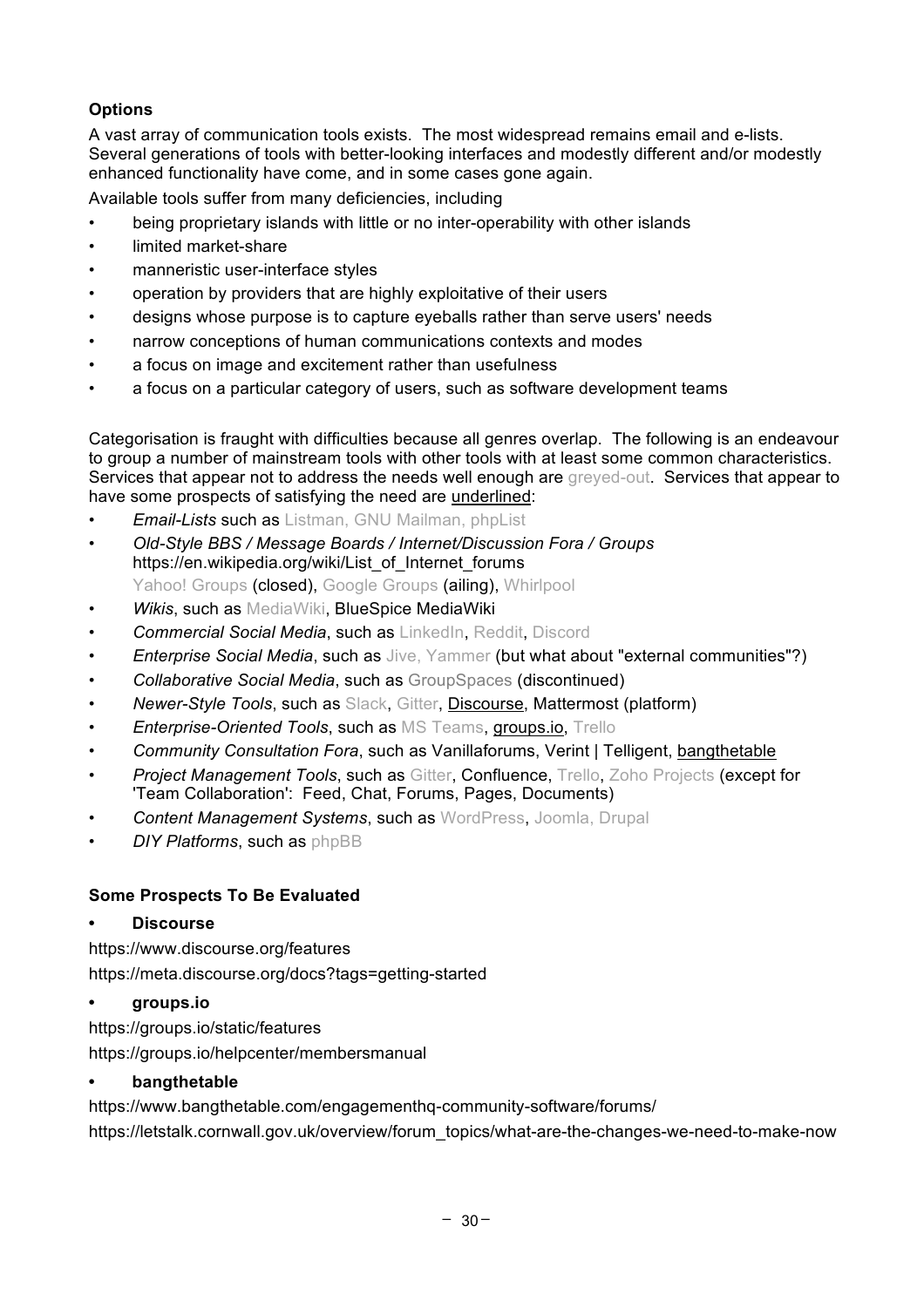### Options

A vast array of communication tools exists. The most widespread remains email and e-lists. Several generations of tools with better-looking interfaces and modestly different and/or modestly enhanced functionality have come, and in some cases gone again.

Available tools suffer from many deficiencies, including

- being proprietary islands with little or no inter-operability with other islands
- limited market-share
- manneristic user-interface styles
- operation by providers that are highly exploitative of their users
- designs whose purpose is to capture eyeballs rather than serve users' needs
- narrow conceptions of human communications contexts and modes
- a focus on image and excitement rather than usefulness
- a focus on a particular category of users, such as software development teams

Categorisation is fraught with difficulties because all genres overlap. The following is an endeavour to group a number of mainstream tools with other tools with at least some common characteristics. Services that appear not to address the needs well enough are greyed-out. Services that appear to have some prospects of satisfying the need are <u>underlined</u>:

- *Email-Lists* such as Listman, GNU Mailman, phpList
- *Old-Style BBS / Message Boards / Internet/Discussion Fora / Groups* https://en.wikipedia.org/wiki/List_of_Internet_forums
  Yahoo! Groups (closed), Google Groups (ailing), Whirlpool
- *Wikis*, such as MediaWiki, BlueSpice MediaWiki
- *Commercial Social Media*, such as LinkedIn, Reddit, Discord
- *Enterprise Social Media*, such as Jive, Yammer (but what about "external communities"?)
- *Collaborative Social Media*, such as GroupSpaces (discontinued)
- *Newer-Style Tools*, such as Slack, Gitter, <u>Discourse</u>, Mattermost (platform)
- *Enterprise-Oriented Tools*, such as MS Teams, <u>groups.io</u>, Trello
- *Community Consultation Fora*, such as Vanillaforums, Verint | Telligent, <u>bangthetable</u>
- *Project Management Tools*, such as Gitter, Confluence, Trello, Zoho Projects (except for 'Team Collaboration': Feed, Chat, Forums, Pages, Documents)
- *Content Management Systems*, such as WordPress, Joomla, Drupal
- *DIY Platforms*, such as phpBB

### Some Prospects To Be Evaluated

- **Discourse**

https://www.discourse.org/features

https://meta.discourse.org/docs?tags=getting-started

- **groups.io**

https://groups.io/static/features

https://groups.io/helpcenter/membersmanual

- **bangthetable**

https://www.bangthetable.com/engagementhq-community-software/forums/

https://letstalk.cornwall.gov.uk/overview/forum_topics/what-are-the-changes-we-need-to-make-now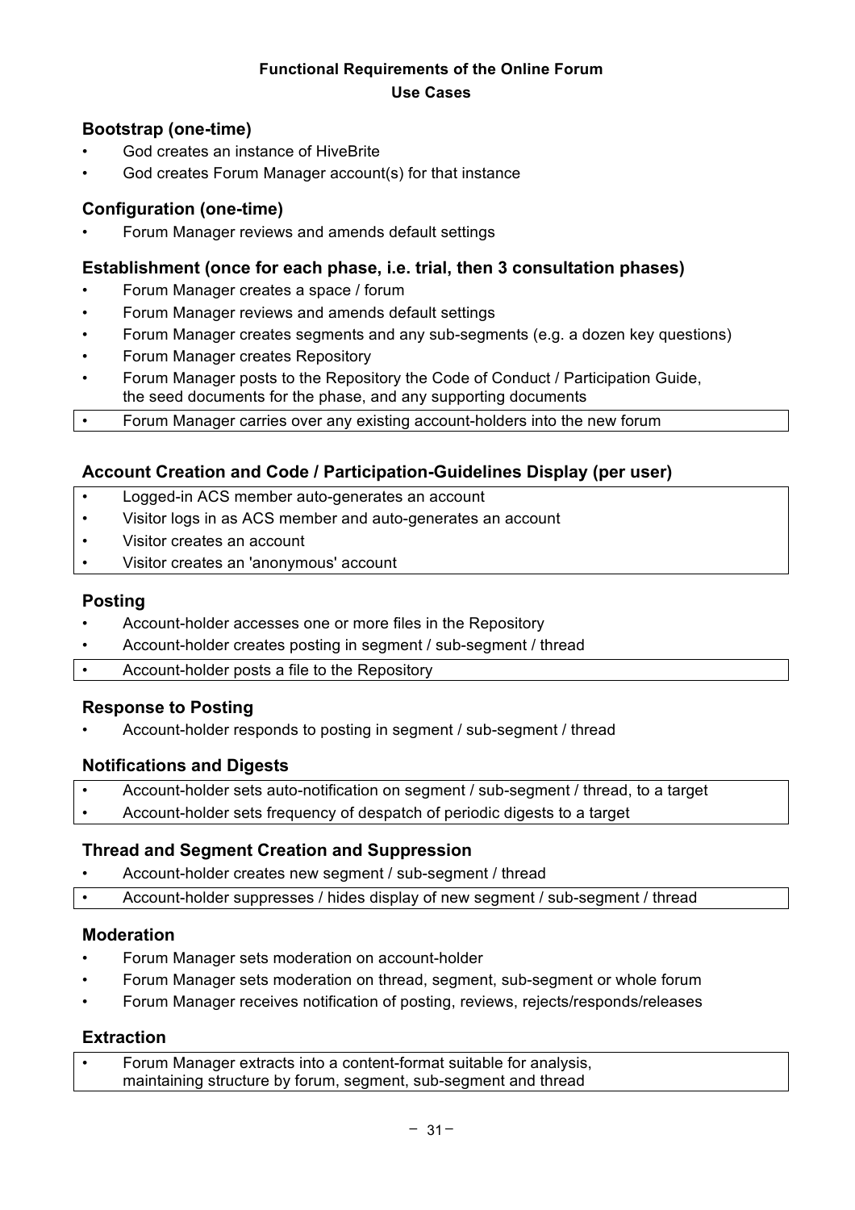**Functional Requirements of the Online Forum**

**Use Cases**

### Bootstrap (one-time)

- God creates an instance of HiveBrite
- God creates Forum Manager account(s) for that instance

### Configuration (one-time)

- Forum Manager reviews and amends default settings

### Establishment (once for each phase, i.e. trial, then 3 consultation phases)

- Forum Manager creates a space / forum
- Forum Manager reviews and amends default settings
- Forum Manager creates segments and any sub-segments (e.g. a dozen key questions)
- Forum Manager creates Repository
- Forum Manager posts to the Repository the Code of Conduct / Participation Guide, the seed documents for the phase, and any supporting documents
- Forum Manager carries over any existing account-holders into the new forum

### Account Creation and Code / Participation-Guidelines Display (per user)

- Logged-in ACS member auto-generates an account
- Visitor logs in as ACS member and auto-generates an account
- Visitor creates an account
- Visitor creates an 'anonymous' account

### Posting

- Account-holder accesses one or more files in the Repository
- Account-holder creates posting in segment / sub-segment / thread
- Account-holder posts a file to the Repository

### Response to Posting

- Account-holder responds to posting in segment / sub-segment / thread

### Notifications and Digests

- Account-holder sets auto-notification on segment / sub-segment / thread, to a target
- Account-holder sets frequency of despatch of periodic digests to a target

### Thread and Segment Creation and Suppression

- Account-holder creates new segment / sub-segment / thread
- Account-holder suppresses / hides display of new segment / sub-segment / thread

### Moderation

- Forum Manager sets moderation on account-holder
- Forum Manager sets moderation on thread, segment, sub-segment or whole forum
- Forum Manager receives notification of posting, reviews, rejects/responds/releases

### Extraction

- Forum Manager extracts into a content-format suitable for analysis, maintaining structure by forum, segment, sub-segment and thread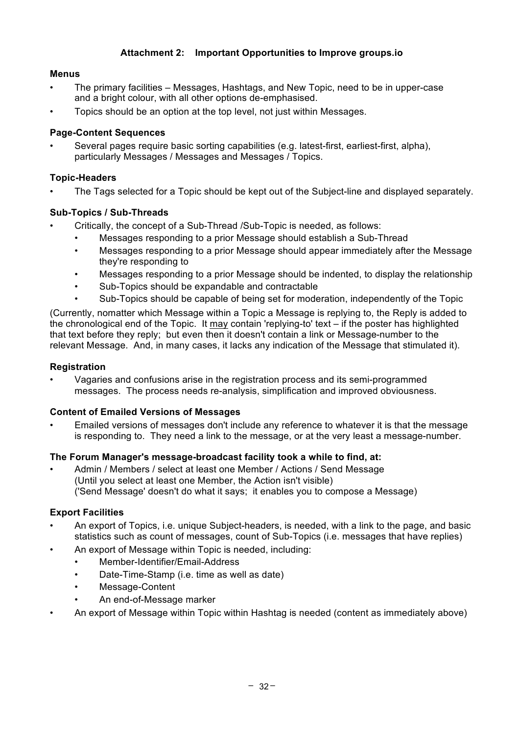## Attachment 2: Important Opportunities to Improve groups.io

### Menus

- The primary facilities – Messages, Hashtags, and New Topic, need to be in upper-case and a bright colour, with all other options de-emphasised.
- Topics should be an option at the top level, not just within Messages.

### Page-Content Sequences

- Several pages require basic sorting capabilities (e.g. latest-first, earliest-first, alpha), particularly Messages / Messages and Messages / Topics.

### Topic-Headers

- The Tags selected for a Topic should be kept out of the Subject-line and displayed separately.

### Sub-Topics / Sub-Threads

- Critically, the concept of a Sub-Thread /Sub-Topic is needed, as follows:
  - Messages responding to a prior Message should establish a Sub-Thread
  - Messages responding to a prior Message should appear immediately after the Message they're responding to
  - Messages responding to a prior Message should be indented, to display the relationship
  - Sub-Topics should be expandable and contractable
  - Sub-Topics should be capable of being set for moderation, independently of the Topic

(Currently, nomatter which Message within a Topic a Message is replying to, the Reply is added to the chronological end of the Topic. It <u>may</u> contain 'replying-to' text – if the poster has highlighted that text before they reply; but even then it doesn't contain a link or Message-number to the relevant Message. And, in many cases, it lacks any indication of the Message that stimulated it).

### Registration

- Vagaries and confusions arise in the registration process and its semi-programmed messages. The process needs re-analysis, simplification and improved obviousness.

### Content of Emailed Versions of Messages

- Emailed versions of messages don't include any reference to whatever it is that the message is responding to. They need a link to the message, or at the very least a message-number.

### The Forum Manager's message-broadcast facility took a while to find, at:

- Admin / Members / select at least one Member / Actions / Send Message
  (Until you select at least one Member, the Action isn't visible)
  ('Send Message' doesn't do what it says; it enables you to compose a Message)

### Export Facilities

- An export of Topics, i.e. unique Subject-headers, is needed, with a link to the page, and basic statistics such as count of messages, count of Sub-Topics (i.e. messages that have replies)
- An export of Message within Topic is needed, including:
  - Member-Identifier/Email-Address
  - Date-Time-Stamp (i.e. time as well as date)
  - Message-Content
  - An end-of-Message marker
- An export of Message within Topic within Hashtag is needed (content as immediately above)